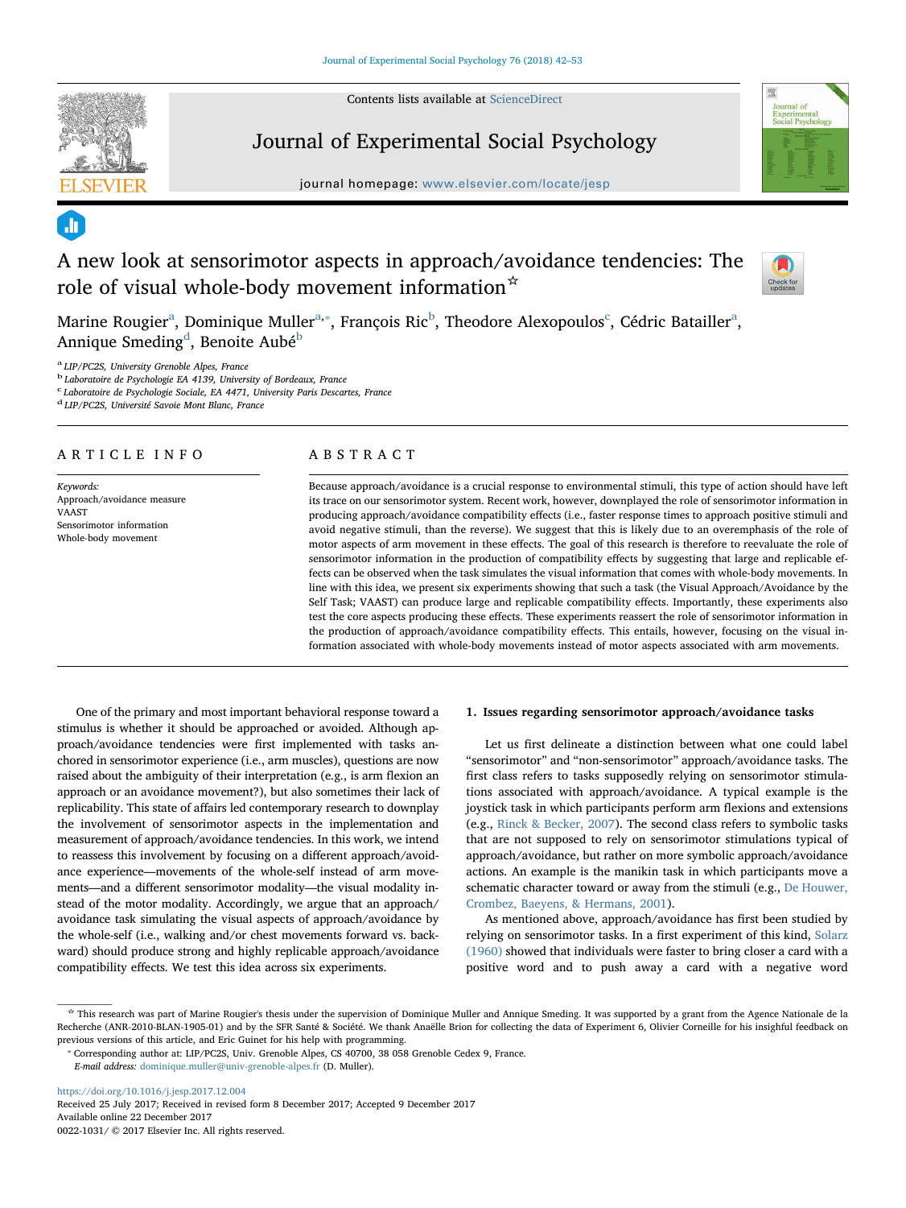# A new look at sensorimotor aspects in approach/avoidance tendencies: The role of visual whole-body movement information☆

Marine Rougier[a], Dominique Muller[a,*], François Ric[b], Theodore Alexopoulos[c], Cédric Batailler[a], Annique Smeding[d], Benoite Aubé[b]

[a] LIP/PC2S, University Grenoble Alpes, France
[b] Laboratoire de Psychologie EA 4139, University of Bordeaux, France
[c] Laboratoire de Psychologie Sociale, EA 4471, University Paris Descartes, France
[d] LIP/PC2S, Université Savoie Mont Blanc, France

## ARTICLE INFO

*Keywords:*
Approach/avoidance measure
VAAST
Sensorimotor information
Whole-body movement

## ABSTRACT

Because approach/avoidance is a crucial response to environmental stimuli, this type of action should have left its trace on our sensorimotor system. Recent work, however, downplayed the role of sensorimotor information in producing approach/avoidance compatibility effects (i.e., faster response times to approach positive stimuli and avoid negative stimuli, than the reverse). We suggest that this is likely due to an overemphasis of the role of motor aspects of arm movement in these effects. The goal of this research is therefore to reevaluate the role of sensorimotor information in the production of compatibility effects by suggesting that large and replicable effects can be observed when the task simulates the visual information that comes with whole-body movements. In line with this idea, we present six experiments showing that such a task (the Visual Approach/Avoidance by the Self Task; VAAST) can produce large and replicable compatibility effects. Importantly, these experiments also test the core aspects producing these effects. These experiments reassert the role of sensorimotor information in the production of approach/avoidance compatibility effects. This entails, however, focusing on the visual information associated with whole-body movements instead of motor aspects associated with arm movements.

One of the primary and most important behavioral response toward a stimulus is whether it should be approached or avoided. Although approach/avoidance tendencies were first implemented with tasks anchored in sensorimotor experience (i.e., arm muscles), questions are now raised about the ambiguity of their interpretation (e.g., is arm flexion an approach or an avoidance movement?), but also sometimes their lack of replicability. This state of affairs led contemporary research to downplay the involvement of sensorimotor aspects in the implementation and measurement of approach/avoidance tendencies. In this work, we intend to reassess this involvement by focusing on a different approach/avoidance experience—movements of the whole-self instead of arm movements—and a different sensorimotor modality—the visual modality instead of the motor modality. Accordingly, we argue that an approach/avoidance task simulating the visual aspects of approach/avoidance by the whole-self (i.e., walking and/or chest movements forward vs. backward) should produce strong and highly replicable approach/avoidance compatibility effects. We test this idea across six experiments.

## 1. Issues regarding sensorimotor approach/avoidance tasks

Let us first delineate a distinction between what one could label "sensorimotor" and "non-sensorimotor" approach/avoidance tasks. The first class refers to tasks supposedly relying on sensorimotor stimulations associated with approach/avoidance. A typical example is the joystick task in which participants perform arm flexions and extensions (e.g., Rinck & Becker, 2007). The second class refers to symbolic tasks that are not supposed to rely on sensorimotor stimulations typical of approach/avoidance, but rather on more symbolic approach/avoidance actions. An example is the manikin task in which participants move a schematic character toward or away from the stimuli (e.g., De Houwer, Crombez, Baeyens, & Hermans, 2001).

As mentioned above, approach/avoidance has first been studied by relying on sensorimotor tasks. In a first experiment of this kind, Solarz (1960) showed that individuals were faster to bring closer a card with a positive word and to push away a card with a negative word

☆ This research was part of Marine Rougier's thesis under the supervision of Dominique Muller and Annique Smeding. It was supported by a grant from the Agence Nationale de la Recherche (ANR-2010-BLAN-1905-01) and by the SFR Santé & Société. We thank Anaëlle Brion for collecting the data of Experiment 6, Olivier Corneille for his insighful feedback on previous versions of this article, and Eric Guinet for his help with programming.

\* Corresponding author at: LIP/PC2S, Univ. Grenoble Alpes, CS 40700, 38 058 Grenoble Cedex 9, France.
*E-mail address:* dominique.muller@univ-grenoble-alpes.fr (D. Muller).

https://doi.org/10.1016/j.jesp.2017.12.004
Received 25 July 2017; Received in revised form 8 December 2017; Accepted 9 December 2017
Available online 22 December 2017
0022-1031/ © 2017 Elsevier Inc. All rights reserved.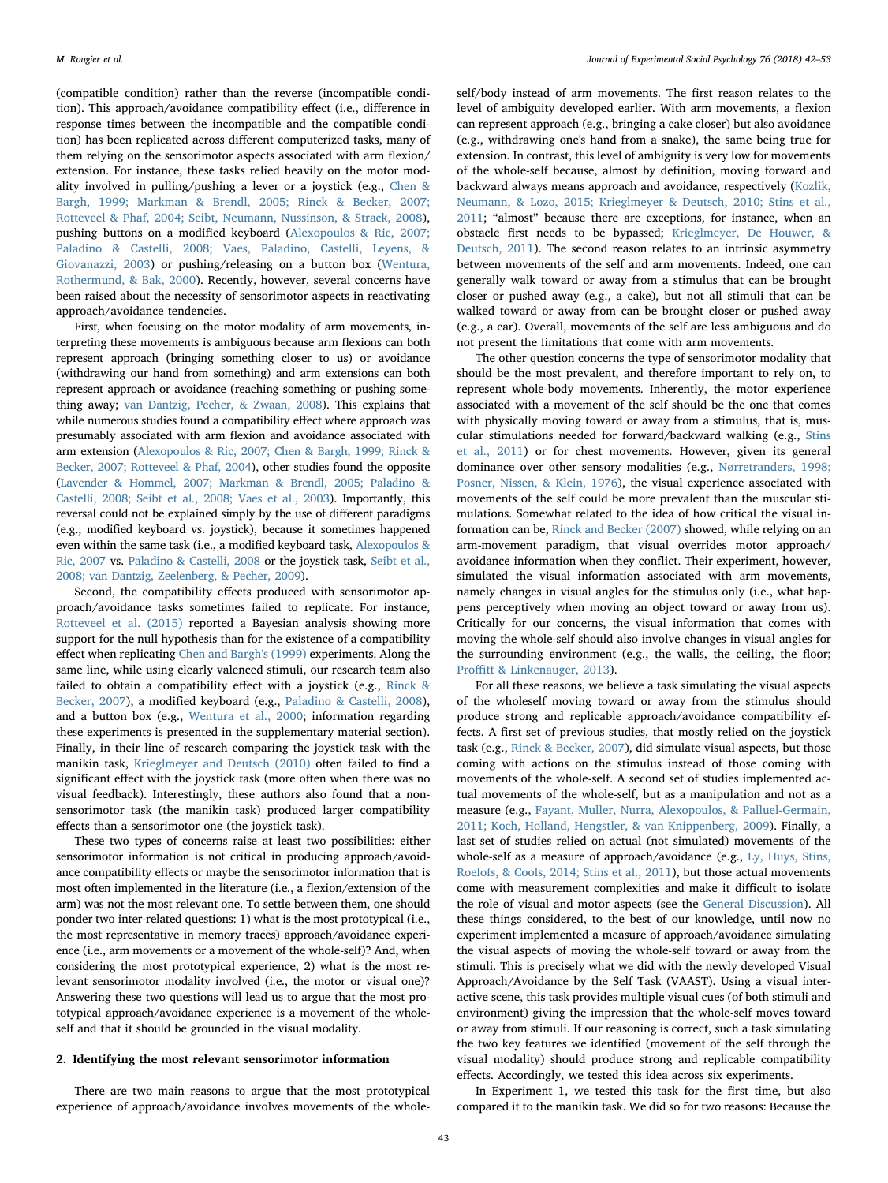(compatible condition) rather than the reverse (incompatible condition). This approach/avoidance compatibility effect (i.e., difference in response times between the incompatible and the compatible condition) has been replicated across different computerized tasks, many of them relying on the sensorimotor aspects associated with arm flexion/extension. For instance, these tasks relied heavily on the motor modality involved in pulling/pushing a lever or a joystick (e.g., Chen & Bargh, 1999; Markman & Brendl, 2005; Rinck & Becker, 2007; Rotteveel & Phaf, 2004; Seibt, Neumann, Nussinson, & Strack, 2008), pushing buttons on a modified keyboard (Alexopoulos & Ric, 2007; Paladino & Castelli, 2008; Vaes, Paladino, Castelli, Leyens, & Giovanazzi, 2003) or pushing/releasing on a button box (Wentura, Rothermund, & Bak, 2000). Recently, however, several concerns have been raised about the necessity of sensorimotor aspects in reactivating approach/avoidance tendencies.

First, when focusing on the motor modality of arm movements, interpreting these movements is ambiguous because arm flexions can both represent approach (bringing something closer to us) or avoidance (withdrawing our hand from something) and arm extensions can both represent approach or avoidance (reaching something or pushing something away; van Dantzig, Pecher, & Zwaan, 2008). This explains that while numerous studies found a compatibility effect where approach was presumably associated with arm flexion and avoidance associated with arm extension (Alexopoulos & Ric, 2007; Chen & Bargh, 1999; Rinck & Becker, 2007; Rotteveel & Phaf, 2004), other studies found the opposite (Lavender & Hommel, 2007; Markman & Brendl, 2005; Paladino & Castelli, 2008; Seibt et al., 2008; Vaes et al., 2003). Importantly, this reversal could not be explained simply by the use of different paradigms (e.g., modified keyboard vs. joystick), because it sometimes happened even within the same task (i.e., a modified keyboard task, Alexopoulos & Ric, 2007 vs. Paladino & Castelli, 2008 or the joystick task, Seibt et al., 2008; van Dantzig, Zeelenberg, & Pecher, 2009).

Second, the compatibility effects produced with sensorimotor approach/avoidance tasks sometimes failed to replicate. For instance, Rotteveel et al. (2015) reported a Bayesian analysis showing more support for the null hypothesis than for the existence of a compatibility effect when replicating Chen and Bargh's (1999) experiments. Along the same line, while using clearly valenced stimuli, our research team also failed to obtain a compatibility effect with a joystick (e.g., Rinck & Becker, 2007), a modified keyboard (e.g., Paladino & Castelli, 2008), and a button box (e.g., Wentura et al., 2000; information regarding these experiments is presented in the supplementary material section). Finally, in their line of research comparing the joystick task with the manikin task, Krieglmeyer and Deutsch (2010) often failed to find a significant effect with the joystick task (more often when there was no visual feedback). Interestingly, these authors also found that a non-sensorimotor task (the manikin task) produced larger compatibility effects than a sensorimotor one (the joystick task).

These two types of concerns raise at least two possibilities: either sensorimotor information is not critical in producing approach/avoidance compatibility effects or maybe the sensorimotor information that is most often implemented in the literature (i.e., a flexion/extension of the arm) was not the most relevant one. To settle between them, one should ponder two inter-related questions: 1) what is the most prototypical (i.e., the most representative in memory traces) approach/avoidance experience (i.e., arm movements or a movement of the whole-self)? And, when considering the most prototypical experience, 2) what is the most relevant sensorimotor modality involved (i.e., the motor or visual one)? Answering these two questions will lead us to argue that the most prototypical approach/avoidance experience is a movement of the whole-self and that it should be grounded in the visual modality.

## 2. Identifying the most relevant sensorimotor information

There are two main reasons to argue that the most prototypical experience of approach/avoidance involves movements of the whole-self/body instead of arm movements. The first reason relates to the level of ambiguity developed earlier. With arm movements, a flexion can represent approach (e.g., bringing a cake closer) but also avoidance (e.g., withdrawing one's hand from a snake), the same being true for extension. In contrast, this level of ambiguity is very low for movements of the whole-self because, almost by definition, moving forward and backward always means approach and avoidance, respectively (Kozlik, Neumann, & Lozo, 2015; Krieglmeyer & Deutsch, 2010; Stins et al., 2011; "almost" because there are exceptions, for instance, when an obstacle first needs to be bypassed; Krieglmeyer, De Houwer, & Deutsch, 2011). The second reason relates to an intrinsic asymmetry between movements of the self and arm movements. Indeed, one can generally walk toward or away from a stimulus that can be brought closer or pushed away (e.g., a cake), but not all stimuli that can be walked toward or away from can be brought closer or pushed away (e.g., a car). Overall, movements of the self are less ambiguous and do not present the limitations that come with arm movements.

The other question concerns the type of sensorimotor modality that should be the most prevalent, and therefore important to rely on, to represent whole-body movements. Inherently, the motor experience associated with a movement of the self should be the one that comes with physically moving toward or away from a stimulus, that is, muscular stimulations needed for forward/backward walking (e.g., Stins et al., 2011) or for chest movements. However, given its general dominance over other sensory modalities (e.g., Nørretranders, 1998; Posner, Nissen, & Klein, 1976), the visual experience associated with movements of the self could be more prevalent than the muscular stimulations. Somewhat related to the idea of how critical the visual information can be, Rinck and Becker (2007) showed, while relying on an arm-movement paradigm, that visual overrides motor approach/avoidance information when they conflict. Their experiment, however, simulated the visual information associated with arm movements, namely changes in visual angles for the stimulus only (i.e., what happens perceptively when moving an object toward or away from us). Critically for our concerns, the visual information that comes with moving the whole-self should also involve changes in visual angles for the surrounding environment (e.g., the walls, the ceiling, the floor; Proffitt & Linkenauger, 2013).

For all these reasons, we believe a task simulating the visual aspects of the wholeself moving toward or away from the stimulus should produce strong and replicable approach/avoidance compatibility effects. A first set of previous studies, that mostly relied on the joystick task (e.g., Rinck & Becker, 2007), did simulate visual aspects, but those coming with actions on the stimulus instead of those coming with movements of the whole-self. A second set of studies implemented actual movements of the whole-self, but as a manipulation and not as a measure (e.g., Fayant, Muller, Nurra, Alexopoulos, & Palluel-Germain, 2011; Koch, Holland, Hengstler, & van Knippenberg, 2009). Finally, a last set of studies relied on actual (not simulated) movements of the whole-self as a measure of approach/avoidance (e.g., Ly, Huys, Stins, Roelofs, & Cools, 2014; Stins et al., 2011), but those actual movements come with measurement complexities and make it difficult to isolate the role of visual and motor aspects (see the General Discussion). All these things considered, to the best of our knowledge, until now no experiment implemented a measure of approach/avoidance simulating the visual aspects of moving the whole-self toward or away from the stimuli. This is precisely what we did with the newly developed Visual Approach/Avoidance by the Self Task (VAAST). Using a visual interactive scene, this task provides multiple visual cues (of both stimuli and environment) giving the impression that the whole-self moves toward or away from stimuli. If our reasoning is correct, such a task simulating the two key features we identified (movement of the self through the visual modality) should produce strong and replicable compatibility effects. Accordingly, we tested this idea across six experiments.

In Experiment 1, we tested this task for the first time, but also compared it to the manikin task. We did so for two reasons: Because the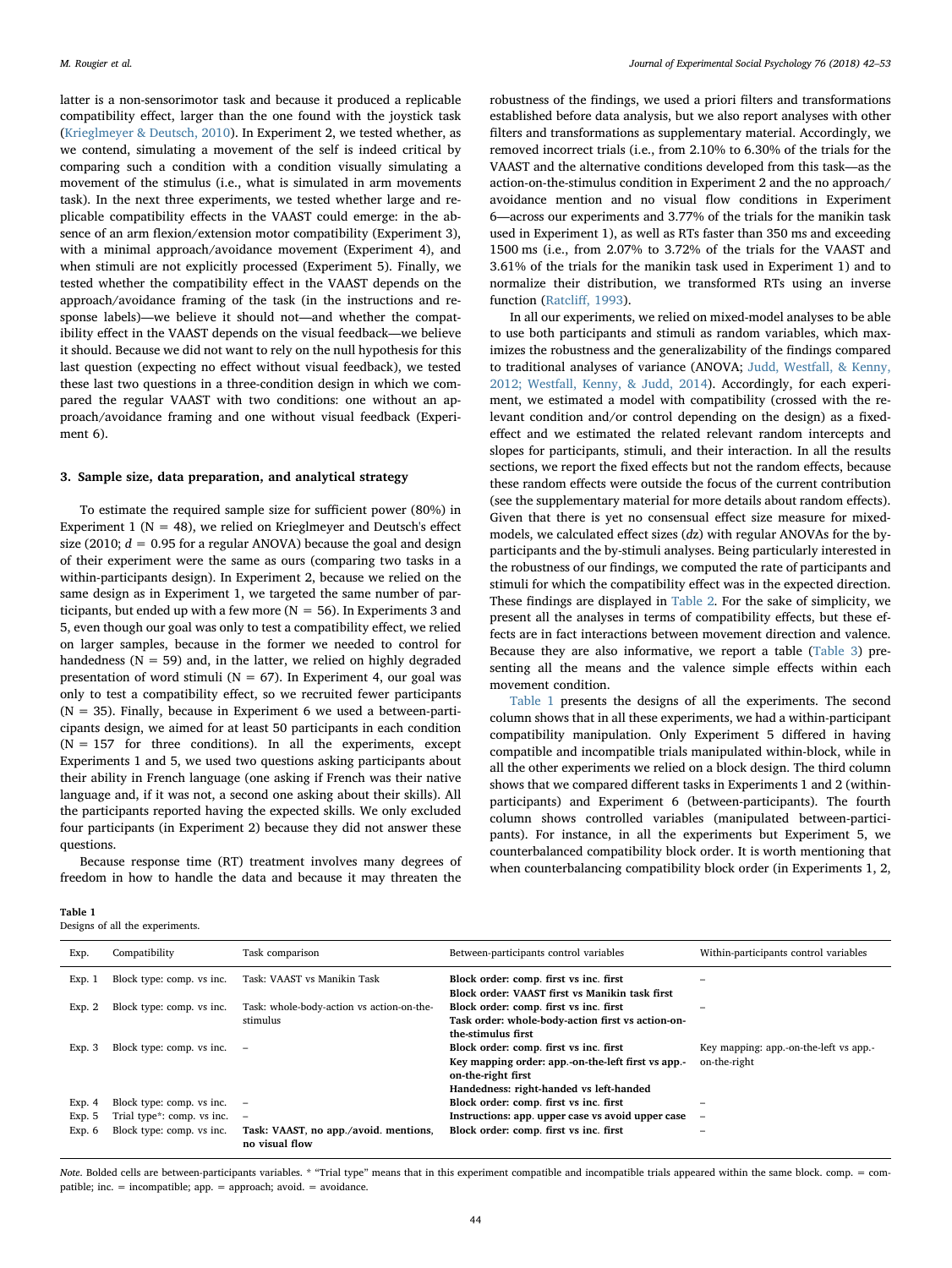latter is a non-sensorimotor task and because it produced a replicable compatibility effect, larger than the one found with the joystick task (Krieglmeyer & Deutsch, 2010). In Experiment 2, we tested whether, as we contend, simulating a movement of the self is indeed critical by comparing such a condition with a condition visually simulating a movement of the stimulus (i.e., what is simulated in arm movements task). In the next three experiments, we tested whether large and replicable compatibility effects in the VAAST could emerge: in the absence of an arm flexion/extension motor compatibility (Experiment 3), with a minimal approach/avoidance movement (Experiment 4), and when stimuli are not explicitly processed (Experiment 5). Finally, we tested whether the compatibility effect in the VAAST depends on the approach/avoidance framing of the task (in the instructions and response labels)—we believe it should not—and whether the compatibility effect in the VAAST depends on the visual feedback—we believe it should. Because we did not want to rely on the null hypothesis for this last question (expecting no effect without visual feedback), we tested these last two questions in a three-condition design in which we compared the regular VAAST with two conditions: one without an approach/avoidance framing and one without visual feedback (Experiment 6).

## 3. Sample size, data preparation, and analytical strategy

To estimate the required sample size for sufficient power (80%) in Experiment 1 (N = 48), we relied on Krieglmeyer and Deutsch's effect size (2010; $d = 0.95$ for a regular ANOVA) because the goal and design of their experiment were the same as ours (comparing two tasks in a within-participants design). In Experiment 2, because we relied on the same design as in Experiment 1, we targeted the same number of participants, but ended up with a few more (N = 56). In Experiments 3 and 5, even though our goal was only to test a compatibility effect, we relied on larger samples, because in the former we needed to control for handedness (N = 59) and, in the latter, we relied on highly degraded presentation of word stimuli (N = 67). In Experiment 4, our goal was only to test a compatibility effect, so we recruited fewer participants (N = 35). Finally, because in Experiment 6 we used a between-participants design, we aimed for at least 50 participants in each condition (N = 157 for three conditions). In all the experiments, except Experiments 1 and 5, we used two questions asking participants about their ability in French language (one asking if French was their native language and, if it was not, a second one asking about their skills). All the participants reported having the expected skills. We only excluded four participants (in Experiment 2) because they did not answer these questions.

Because response time (RT) treatment involves many degrees of freedom in how to handle the data and because it may threaten the robustness of the findings, we used a priori filters and transformations established before data analysis, but we also report analyses with other filters and transformations as supplementary material. Accordingly, we removed incorrect trials (i.e., from 2.10% to 6.30% of the trials for the VAAST and the alternative conditions developed from this task—as the action-on-the-stimulus condition in Experiment 2 and the no approach/avoidance mention and no visual flow conditions in Experiment 6—across our experiments and 3.77% of the trials for the manikin task used in Experiment 1), as well as RTs faster than 350 ms and exceeding 1500 ms (i.e., from 2.07% to 3.72% of the trials for the VAAST and 3.61% of the trials for the manikin task used in Experiment 1) and to normalize their distribution, we transformed RTs using an inverse function (Ratcliff, 1993).

In all our experiments, we relied on mixed-model analyses to be able to use both participants and stimuli as random variables, which maximizes the robustness and the generalizability of the findings compared to traditional analyses of variance (ANOVA; Judd, Westfall, & Kenny, 2012; Westfall, Kenny, & Judd, 2014). Accordingly, for each experiment, we estimated a model with compatibility (crossed with the relevant condition and/or control depending on the design) as a fixed-effect and we estimated the related relevant random intercepts and slopes for participants, stimuli, and their interaction. In all the results sections, we report the fixed effects but not the random effects, because these random effects were outside the focus of the current contribution (see the supplementary material for more details about random effects). Given that there is yet no consensual effect size measure for mixed-models, we calculated effect sizes ($dz$) with regular ANOVAs for the by-participants and the by-stimuli analyses. Being particularly interested in the robustness of our findings, we computed the rate of participants and stimuli for which the compatibility effect was in the expected direction. These findings are displayed in Table 2. For the sake of simplicity, we present all the analyses in terms of compatibility effects, but these effects are in fact interactions between movement direction and valence. Because they are also informative, we report a table (Table 3) presenting all the means and the valence simple effects within each movement condition.

Table 1 presents the designs of all the experiments. The second column shows that in all these experiments, we had a within-participant compatibility manipulation. Only Experiment 5 differed in having compatible and incompatible trials manipulated within-block, while in all the other experiments we relied on a block design. The third column shows that we compared different tasks in Experiments 1 and 2 (within-participants) and Experiment 6 (between-participants). The fourth column shows controlled variables (manipulated between-participants). For instance, in all the experiments but Experiment 5, we counterbalanced compatibility block order. It is worth mentioning that when counterbalancing compatibility block order (in Experiments 1, 2,

**Table 1**
Designs of all the experiments.

| Exp. | Compatibility | Task comparison | Between-participants control variables | Within-participants control variables |
|---|---|---|---|---|
| Exp. 1 | Block type: comp. vs inc. | Task: VAAST vs Manikin Task | **Block order: comp. first vs inc. first**<br>**Block order: VAAST first vs Manikin task first** | – |
| Exp. 2 | Block type: comp. vs inc. | Task: whole-body-action vs action-on-the-stimulus | **Block order: comp. first vs inc. first**<br>**Task order: whole-body-action first vs action-on-the-stimulus first** | – |
| Exp. 3 | Block type: comp. vs inc. | – | **Block order: comp. first vs inc. first**<br>**Key mapping order: app.-on-the-left first vs app.-on-the-right first**<br>**Handedness: right-handed vs left-handed** | Key mapping: app.-on-the-left vs app.-on-the-right |
| Exp. 4 | Block type: comp. vs inc. | – | **Block order: comp. first vs inc. first** | – |
| Exp. 5 | Trial type*: comp. vs inc. | – | **Instructions: app. upper case vs avoid upper case** | – |
| Exp. 6 | Block type: comp. vs inc. | **Task: VAAST, no app./avoid. mentions, no visual flow** | **Block order: comp. first vs inc. first** | – |

*Note*. Bolded cells are between-participants variables. * "Trial type" means that in this experiment compatible and incompatible trials appeared within the same block. comp. = compatible; inc. = incompatible; app. = approach; avoid. = avoidance.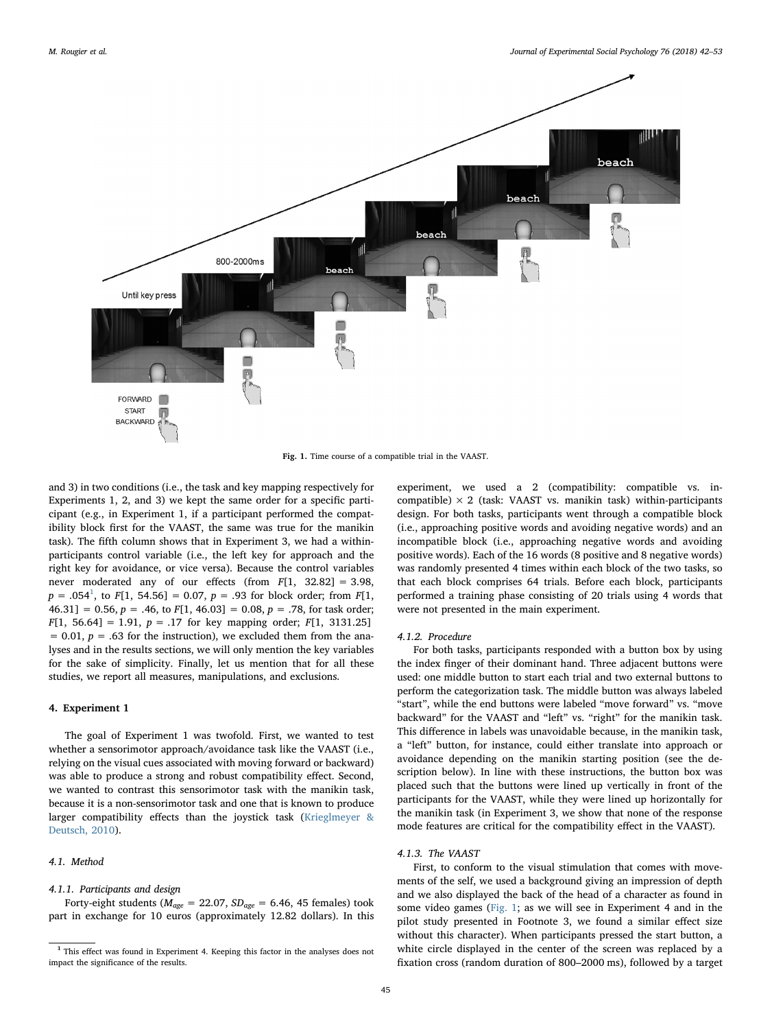Fig. 1. Time course of a compatible trial in the VAAST.

and 3) in two conditions (i.e., the task and key mapping respectively for Experiments 1, 2, and 3) we kept the same order for a specific participant (e.g., in Experiment 1, if a participant performed the compatibility block first for the VAAST, the same was true for the manikin task). The fifth column shows that in Experiment 3, we had a within-participants control variable (i.e., the left key for approach and the right key for avoidance, or vice versa). Because the control variables never moderated any of our effects (from $F[1,\ 32.82] = 3.98$, $p = .054$[1], to $F[1,\ 54.56] = 0.07$, $p = .93$ for block order; from $F[1,\ 46.31] = 0.56$, $p = .46$, to $F[1,\ 46.03] = 0.08$, $p = .78$, for task order; $F[1,\ 56.64] = 1.91$, $p = .17$ for key mapping order; $F[1,\ 3131.25] = 0.01$, $p = .63$ for the instruction), we excluded them from the analyses and in the results sections, we will only mention the key variables for the sake of simplicity. Finally, let us mention that for all these studies, we report all measures, manipulations, and exclusions.

## 4. Experiment 1

The goal of Experiment 1 was twofold. First, we wanted to test whether a sensorimotor approach/avoidance task like the VAAST (i.e., relying on the visual cues associated with moving forward or backward) was able to produce a strong and robust compatibility effect. Second, we wanted to contrast this sensorimotor task with the manikin task, because it is a non-sensorimotor task and one that is known to produce larger compatibility effects than the joystick task (Krieglmeyer & Deutsch, 2010).

### 4.1. Method

#### 4.1.1. Participants and design

Forty-eight students ($M_{age} = 22.07$, $SD_{age} = 6.46$, 45 females) took part in exchange for 10 euros (approximately 12.82 dollars). In this experiment, we used a 2 (compatibility: compatible vs. incompatible) × 2 (task: VAAST vs. manikin task) within-participants design. For both tasks, participants went through a compatible block (i.e., approaching positive words and avoiding negative words) and an incompatible block (i.e., approaching negative words and avoiding positive words). Each of the 16 words (8 positive and 8 negative words) was randomly presented 4 times within each block of the two tasks, so that each block comprises 64 trials. Before each block, participants performed a training phase consisting of 20 trials using 4 words that were not presented in the main experiment.

#### 4.1.2. Procedure

For both tasks, participants responded with a button box by using the index finger of their dominant hand. Three adjacent buttons were used: one middle button to start each trial and two external buttons to perform the categorization task. The middle button was always labeled "start", while the end buttons were labeled "move forward" vs. "move backward" for the VAAST and "left" vs. "right" for the manikin task. This difference in labels was unavoidable because, in the manikin task, a "left" button, for instance, could either translate into approach or avoidance depending on the manikin starting position (see the description below). In line with these instructions, the button box was placed such that the buttons were lined up vertically in front of the participants for the VAAST, while they were lined up horizontally for the manikin task (in Experiment 3, we show that none of the response mode features are critical for the compatibility effect in the VAAST).

#### 4.1.3. The VAAST

First, to conform to the visual stimulation that comes with movements of the self, we used a background giving an impression of depth and we also displayed the back of the head of a character as found in some video games (Fig. 1; as we will see in Experiment 4 and in the pilot study presented in Footnote 3, we found a similar effect size without this character). When participants pressed the start button, a white circle displayed in the center of the screen was replaced by a fixation cross (random duration of 800–2000 ms), followed by a target

[1] This effect was found in Experiment 4. Keeping this factor in the analyses does not impact the significance of the results.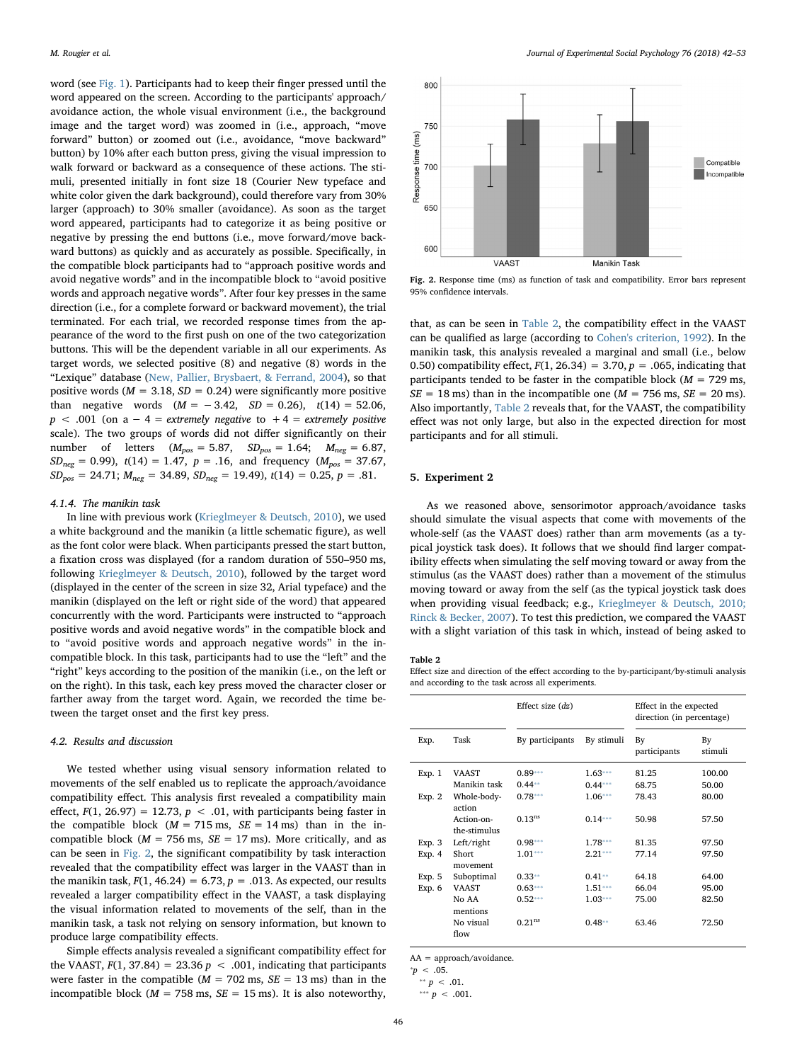word (see Fig. 1). Participants had to keep their finger pressed until the word appeared on the screen. According to the participants' approach/avoidance action, the whole visual environment (i.e., the background image and the target word) was zoomed in (i.e., approach, "move forward" button) or zoomed out (i.e., avoidance, "move backward" button) by 10% after each button press, giving the visual impression to walk forward or backward as a consequence of these actions. The stimuli, presented initially in font size 18 (Courier New typeface and white color given the dark background), could therefore vary from 30% larger (approach) to 30% smaller (avoidance). As soon as the target word appeared, participants had to categorize it as being positive or negative by pressing the end buttons (i.e., move forward/move backward buttons) as quickly and as accurately as possible. Specifically, in the compatible block participants had to "approach positive words and avoid negative words" and in the incompatible block to "avoid positive words and approach negative words". After four key presses in the same direction (i.e., for a complete forward or backward movement), the trial terminated. For each trial, we recorded response times from the appearance of the word to the first push on one of the two categorization buttons. This will be the dependent variable in all our experiments. As target words, we selected positive (8) and negative (8) words in the "Lexique" database (New, Pallier, Brysbaert, & Ferrand, 2004), so that positive words ($M = 3.18$, $SD = 0.24$) were significantly more positive than negative words ($M = -3.42$, $SD = 0.26$), $t(14) = 52.06$, $p < .001$ (on a $-4$ = *extremely negative* to $+4$ = *extremely positive* scale). The two groups of words did not differ significantly on their number of letters ($M_{pos} = 5.87$, $SD_{pos} = 1.64$; $M_{neg} = 6.87$, $SD_{neg} = 0.99$), $t(14) = 1.47$, $p = .16$, and frequency ($M_{pos} = 37.67$, $SD_{pos} = 24.71$; $M_{neg} = 34.89$, $SD_{neg} = 19.49$), $t(14) = 0.25$, $p = .81$.

#### 4.1.4. The manikin task

In line with previous work (Krieglmeyer & Deutsch, 2010), we used a white background and the manikin (a little schematic figure), as well as the font color were black. When participants pressed the start button, a fixation cross was displayed (for a random duration of 550–950 ms, following Krieglmeyer & Deutsch, 2010), followed by the target word (displayed in the center of the screen in size 32, Arial typeface) and the manikin (displayed on the left or right side of the word) that appeared concurrently with the word. Participants were instructed to "approach positive words and avoid negative words" in the compatible block and to "avoid positive words and approach negative words" in the incompatible block. In this task, participants had to use the "left" and the "right" keys according to the position of the manikin (i.e., on the left or on the right). In this task, each key press moved the character closer or farther away from the target word. Again, we recorded the time between the target onset and the first key press.

### 4.2. Results and discussion

We tested whether using visual sensory information related to movements of the self enabled us to replicate the approach/avoidance compatibility effect. This analysis first revealed a compatibility main effect, $F(1, 26.97) = 12.73$, $p < .01$, with participants being faster in the compatible block ($M = 715$ ms, $SE = 14$ ms) than in the incompatible block ($M = 756$ ms, $SE = 17$ ms). More critically, and as can be seen in Fig. 2, the significant compatibility by task interaction revealed that the compatibility effect was larger in the VAAST than in the manikin task, $F(1, 46.24) = 6.73$, $p = .013$. As expected, our results revealed a larger compatibility effect in the VAAST, a task displaying the visual information related to movements of the self, than in the manikin task, a task not relying on sensory information, but known to produce large compatibility effects.

Simple effects analysis revealed a significant compatibility effect for the VAAST, $F(1, 37.84) = 23.36$ $p < .001$, indicating that participants were faster in the compatible ($M = 702$ ms, $SE = 13$ ms) than in the incompatible block ($M = 758$ ms, $SE = 15$ ms). It is also noteworthy,

**Fig. 2.** Response time (ms) as function of task and compatibility. Error bars represent 95% confidence intervals.

that, as can be seen in Table 2, the compatibility effect in the VAAST can be qualified as large (according to Cohen's criterion, 1992). In the manikin task, this analysis revealed a marginal and small (i.e., below 0.50) compatibility effect, $F(1, 26.34) = 3.70$, $p = .065$, indicating that participants tended to be faster in the compatible block ($M = 729$ ms, $SE = 18$ ms) than in the incompatible one ($M = 756$ ms, $SE = 20$ ms). Also importantly, Table 2 reveals that, for the VAAST, the compatibility effect was not only large, but also in the expected direction for most participants and for all stimuli.

## 5. Experiment 2

As we reasoned above, sensorimotor approach/avoidance tasks should simulate the visual aspects that come with movements of the whole-self (as the VAAST does) rather than arm movements (as a typical joystick task does). It follows that we should find larger compatibility effects when simulating the self moving toward or away from the stimulus (as the VAAST does) rather than a movement of the stimulus moving toward or away from the self (as the typical joystick task does when providing visual feedback; e.g., Krieglmeyer & Deutsch, 2010; Rinck & Becker, 2007). To test this prediction, we compared the VAAST with a slight variation of this task in which, instead of being asked to

**Table 2**
Effect size and direction of the effect according to the by-participant/by-stimuli analysis and according to the task across all experiments.

| | | Effect size ($d_z$) | | Effect in the expected direction (in percentage) | |
|---|---|---|---|---|---|
| Exp. | Task | By participants | By stimuli | By participants | By stimuli |
| Exp. 1 | VAAST | 0.89*** | 1.63*** | 81.25 | 100.00 |
| | Manikin task | 0.44** | 0.44*** | 68.75 | 50.00 |
| Exp. 2 | Whole-body-action | 0.78*** | 1.06*** | 78.43 | 80.00 |
| | Action-on-the-stimulus | 0.13[ns] | 0.14*** | 50.98 | 57.50 |
| Exp. 3 | Left/right | 0.98*** | 1.78*** | 81.35 | 97.50 |
| Exp. 4 | Short movement | 1.01*** | 2.21*** | 77.14 | 97.50 |
| Exp. 5 | Suboptimal | 0.33** | 0.41** | 64.18 | 64.00 |
| Exp. 6 | VAAST | 0.63*** | 1.51*** | 66.04 | 95.00 |
| | No AA mentions | 0.52*** | 1.03*** | 75.00 | 82.50 |
| | No visual flow | 0.21[ns] | 0.48** | 63.46 | 72.50 |

AA = approach/avoidance.
* $p < .05$.
** $p < .01$.
*** $p < .001$.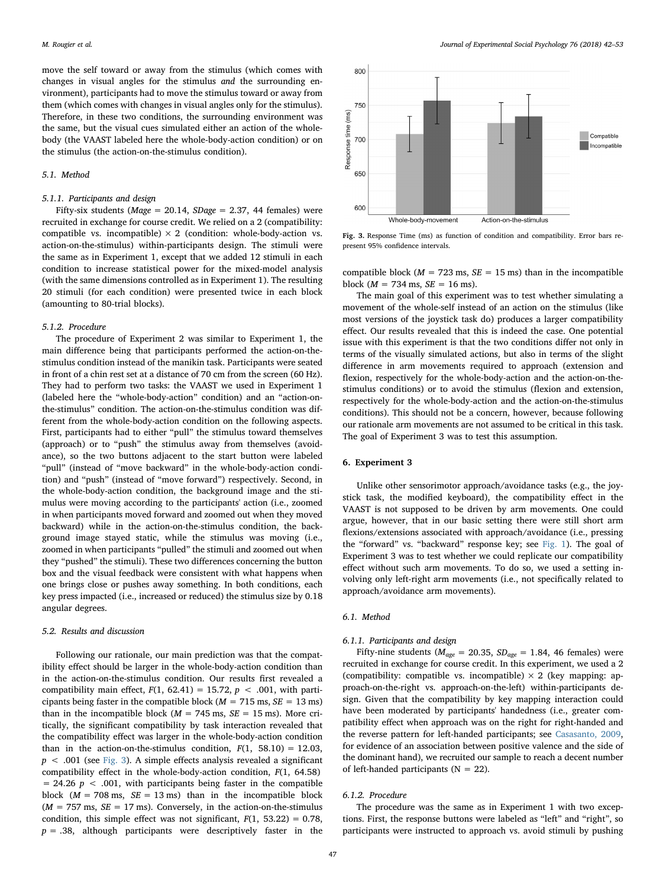move the self toward or away from the stimulus (which comes with changes in visual angles for the stimulus *and* the surrounding environment), participants had to move the stimulus toward or away from them (which comes with changes in visual angles only for the stimulus). Therefore, in these two conditions, the surrounding environment was the same, but the visual cues simulated either an action of the whole-body (the VAAST labeled here the whole-body-action condition) or on the stimulus (the action-on-the-stimulus condition).

### 5.1. Method

#### 5.1.1. Participants and design

Fifty-six students ($Mage = 20.14$, $SDage = 2.37$, 44 females) were recruited in exchange for course credit. We relied on a 2 (compatibility: compatible vs. incompatible) × 2 (condition: whole-body-action vs. action-on-the-stimulus) within-participants design. The stimuli were the same as in Experiment 1, except that we added 12 stimuli in each condition to increase statistical power for the mixed-model analysis (with the same dimensions controlled as in Experiment 1). The resulting 20 stimuli (for each condition) were presented twice in each block (amounting to 80-trial blocks).

#### 5.1.2. Procedure

The procedure of Experiment 2 was similar to Experiment 1, the main difference being that participants performed the action-on-the-stimulus condition instead of the manikin task. Participants were seated in front of a chin rest set at a distance of 70 cm from the screen (60 Hz). They had to perform two tasks: the VAAST we used in Experiment 1 (labeled here the "whole-body-action" condition) and an "action-on-the-stimulus" condition. The action-on-the-stimulus condition was different from the whole-body-action condition on the following aspects. First, participants had to either "pull" the stimulus toward themselves (approach) or to "push" the stimulus away from themselves (avoidance), so the two buttons adjacent to the start button were labeled "pull" (instead of "move backward" in the whole-body-action condition) and "push" (instead of "move forward") respectively. Second, in the whole-body-action condition, the background image and the stimulus were moving according to the participants' action (i.e., zoomed in when participants moved forward and zoomed out when they moved backward) while in the action-on-the-stimulus condition, the background image stayed static, while the stimulus was moving (i.e., zoomed in when participants "pulled" the stimuli and zoomed out when they "pushed" the stimuli). These two differences concerning the button box and the visual feedback were consistent with what happens when one brings close or pushes away something. In both conditions, each key press impacted (i.e., increased or reduced) the stimulus size by 0.18 angular degrees.

### 5.2. Results and discussion

Following our rationale, our main prediction was that the compatibility effect should be larger in the whole-body-action condition than in the action-on-the-stimulus condition. Our results first revealed a compatibility main effect, $F(1, 62.41) = 15.72$, $p < .001$, with participants being faster in the compatible block ($M = 715$ ms, $SE = 13$ ms) than in the incompatible block ($M = 745$ ms, $SE = 15$ ms). More critically, the significant compatibility by task interaction revealed that the compatibility effect was larger in the whole-body-action condition than in the action-on-the-stimulus condition, $F(1, 58.10) = 12.03$, $p < .001$ (see Fig. 3). A simple effects analysis revealed a significant compatibility effect in the whole-body-action condition, $F(1, 64.58) = 24.26$ $p < .001$, with participants being faster in the compatible block ($M = 708$ ms, $SE = 13$ ms) than in the incompatible block ($M = 757$ ms, $SE = 17$ ms). Conversely, in the action-on-the-stimulus condition, this simple effect was not significant, $F(1, 53.22) = 0.78$, $p = .38$, although participants were descriptively faster in the compatible block ($M = 723$ ms, $SE = 15$ ms) than in the incompatible block ($M = 734$ ms, $SE = 16$ ms).

Fig. 3. Response Time (ms) as function of condition and compatibility. Error bars represent 95% confidence intervals.

The main goal of this experiment was to test whether simulating a movement of the whole-self instead of an action on the stimulus (like most versions of the joystick task do) produces a larger compatibility effect. Our results revealed that this is indeed the case. One potential issue with this experiment is that the two conditions differ not only in terms of the visually simulated actions, but also in terms of the slight difference in arm movements required to approach (extension and flexion, respectively for the whole-body-action and the action-on-the-stimulus conditions) or to avoid the stimulus (flexion and extension, respectively for the whole-body-action and the action-on-the-stimulus conditions). This should not be a concern, however, because following our rationale arm movements are not assumed to be critical in this task. The goal of Experiment 3 was to test this assumption.

## 6. Experiment 3

Unlike other sensorimotor approach/avoidance tasks (e.g., the joystick task, the modified keyboard), the compatibility effect in the VAAST is not supposed to be driven by arm movements. One could argue, however, that in our basic setting there were still short arm flexions/extensions associated with approach/avoidance (i.e., pressing the "forward" vs. "backward" response key; see Fig. 1). The goal of Experiment 3 was to test whether we could replicate our compatibility effect without such arm movements. To do so, we used a setting involving only left-right arm movements (i.e., not specifically related to approach/avoidance arm movements).

### 6.1. Method

#### 6.1.1. Participants and design

Fifty-nine students ($M_{age} = 20.35$, $SD_{age} = 1.84$, 46 females) were recruited in exchange for course credit. In this experiment, we used a 2 (compatibility: compatible vs. incompatible) × 2 (key mapping: approach-on-the-right vs. approach-on-the-left) within-participants design. Given that the compatibility by key mapping interaction could have been moderated by participants' handedness (i.e., greater compatibility effect when approach was on the right for right-handed and the reverse pattern for left-handed participants; see Casasanto, 2009, for evidence of an association between positive valence and the side of the dominant hand), we recruited our sample to reach a decent number of left-handed participants (N = 22).

#### 6.1.2. Procedure

The procedure was the same as in Experiment 1 with two exceptions. First, the response buttons were labeled as "left" and "right", so participants were instructed to approach vs. avoid stimuli by pushing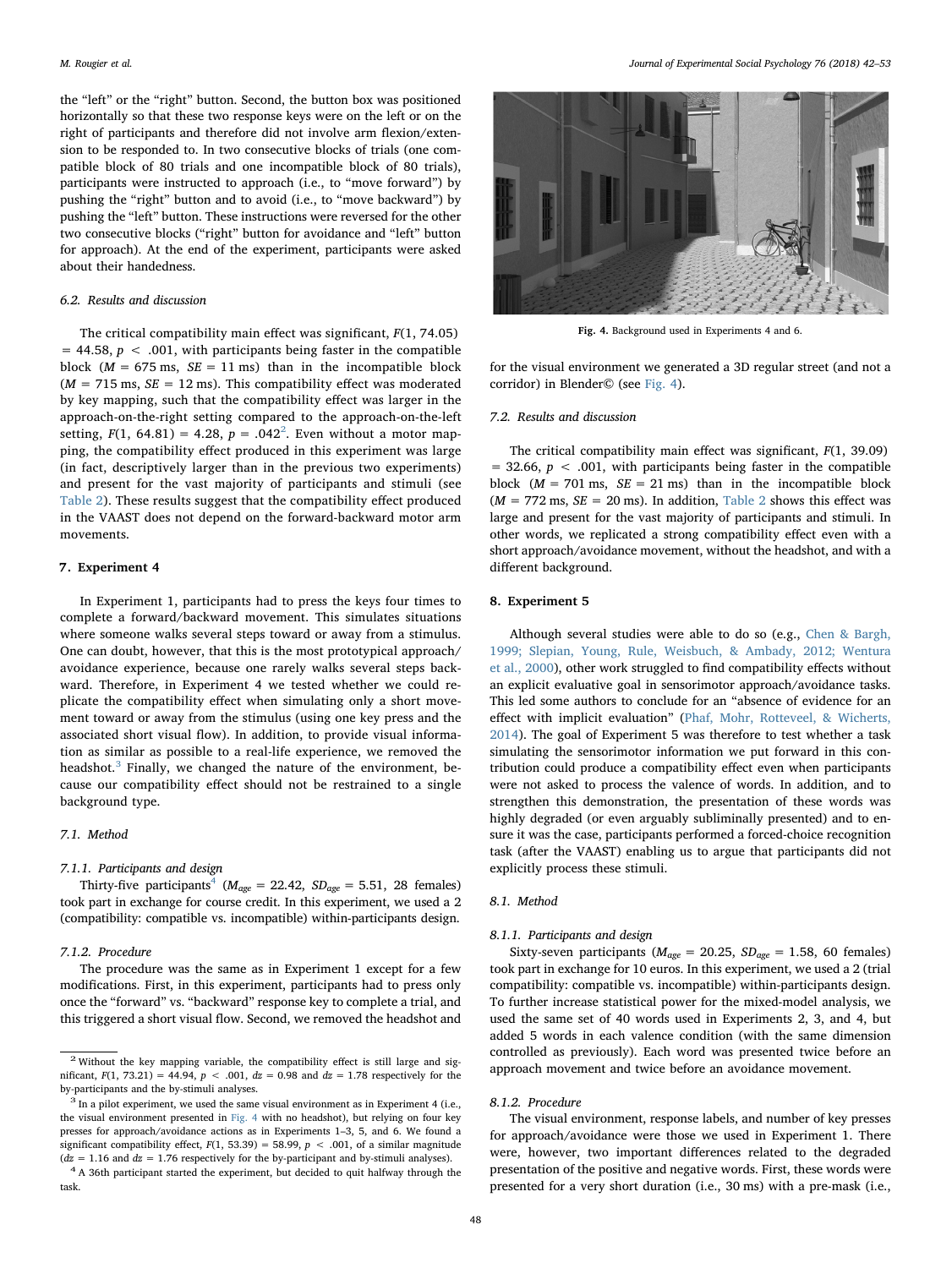the "left" or the "right" button. Second, the button box was positioned horizontally so that these two response keys were on the left or on the right of participants and therefore did not involve arm flexion/extension to be responded to. In two consecutive blocks of trials (one compatible block of 80 trials and one incompatible block of 80 trials), participants were instructed to approach (i.e., to "move forward") by pushing the "right" button and to avoid (i.e., to "move backward") by pushing the "left" button. These instructions were reversed for the other two consecutive blocks ("right" button for avoidance and "left" button for approach). At the end of the experiment, participants were asked about their handedness.

### 6.2. Results and discussion

The critical compatibility main effect was significant, $F(1, 74.05) = 44.58$, $p < .001$, with participants being faster in the compatible block ($M = 675$ ms, $SE = 11$ ms) than in the incompatible block ($M = 715$ ms, $SE = 12$ ms). This compatibility effect was moderated by key mapping, such that the compatibility effect was larger in the approach-on-the-right setting compared to the approach-on-the-left setting, $F(1, 64.81) = 4.28$, $p = .042$[2]. Even without a motor mapping, the compatibility effect produced in this experiment was large (in fact, descriptively larger than in the previous two experiments) and present for the vast majority of participants and stimuli (see Table 2). These results suggest that the compatibility effect produced in the VAAST does not depend on the forward-backward motor arm movements.

## 7. Experiment 4

In Experiment 1, participants had to press the keys four times to complete a forward/backward movement. This simulates situations where someone walks several steps toward or away from a stimulus. One can doubt, however, that this is the most prototypical approach/avoidance experience, because one rarely walks several steps backward. Therefore, in Experiment 4 we tested whether we could replicate the compatibility effect when simulating only a short movement toward or away from the stimulus (using one key press and the associated short visual flow). In addition, to provide visual information as similar as possible to a real-life experience, we removed the headshot.[3] Finally, we changed the nature of the environment, because our compatibility effect should not be restrained to a single background type.

### 7.1. Method

#### 7.1.1. Participants and design

Thirty-five participants[4] ($M_{age} = 22.42$, $SD_{age} = 5.51$, 28 females) took part in exchange for course credit. In this experiment, we used a 2 (compatibility: compatible vs. incompatible) within-participants design.

#### 7.1.2. Procedure

The procedure was the same as in Experiment 1 except for a few modifications. First, in this experiment, participants had to press only once the "forward" vs. "backward" response key to complete a trial, and this triggered a short visual flow. Second, we removed the headshot and for the visual environment we generated a 3D regular street (and not a corridor) in Blender© (see Fig. 4).

Fig. 4. Background used in Experiments 4 and 6.

### 7.2. Results and discussion

The critical compatibility main effect was significant, $F(1, 39.09) = 32.66$, $p < .001$, with participants being faster in the compatible block ($M = 701$ ms, $SE = 21$ ms) than in the incompatible block ($M = 772$ ms, $SE = 20$ ms). In addition, Table 2 shows this effect was large and present for the vast majority of participants and stimuli. In other words, we replicated a strong compatibility effect even with a short approach/avoidance movement, without the headshot, and with a different background.

## 8. Experiment 5

Although several studies were able to do so (e.g., Chen & Bargh, 1999; Slepian, Young, Rule, Weisbuch, & Ambady, 2012; Wentura et al., 2000), other work struggled to find compatibility effects without an explicit evaluative goal in sensorimotor approach/avoidance tasks. This led some authors to conclude for an "absence of evidence for an effect with implicit evaluation" (Phaf, Mohr, Rotteveel, & Wicherts, 2014). The goal of Experiment 5 was therefore to test whether a task simulating the sensorimotor information we put forward in this contribution could produce a compatibility effect even when participants were not asked to process the valence of words. In addition, and to strengthen this demonstration, the presentation of these words was highly degraded (or even arguably subliminally presented) and to ensure it was the case, participants performed a forced-choice recognition task (after the VAAST) enabling us to argue that participants did not explicitly process these stimuli.

### 8.1. Method

#### 8.1.1. Participants and design

Sixty-seven participants ($M_{age} = 20.25$, $SD_{age} = 1.58$, 60 females) took part in exchange for 10 euros. In this experiment, we used a 2 (trial compatibility: compatible vs. incompatible) within-participants design. To further increase statistical power for the mixed-model analysis, we used the same set of 40 words used in Experiments 2, 3, and 4, but added 5 words in each valence condition (with the same dimension controlled as previously). Each word was presented twice before an approach movement and twice before an avoidance movement.

#### 8.1.2. Procedure

The visual environment, response labels, and number of key presses for approach/avoidance were those we used in Experiment 1. There were, however, two important differences related to the degraded presentation of the positive and negative words. First, these words were presented for a very short duration (i.e., 30 ms) with a pre-mask (i.e.,

---

[2] Without the key mapping variable, the compatibility effect is still large and significant, $F(1, 73.21) = 44.94$, $p < .001$, $dz = 0.98$ and $dz = 1.78$ respectively for the by-participants and the by-stimuli analyses.

[3] In a pilot experiment, we used the same visual environment as in Experiment 4 (i.e., the visual environment presented in Fig. 4 with no headshot), but relying on four key presses for approach/avoidance actions as in Experiments 1–3, 5, and 6. We found a significant compatibility effect, $F(1, 53.39) = 58.99$, $p < .001$, of a similar magnitude ($dz = 1.16$ and $dz = 1.76$ respectively for the by-participant and by-stimuli analyses).

[4] A 36th participant started the experiment, but decided to quit halfway through the task.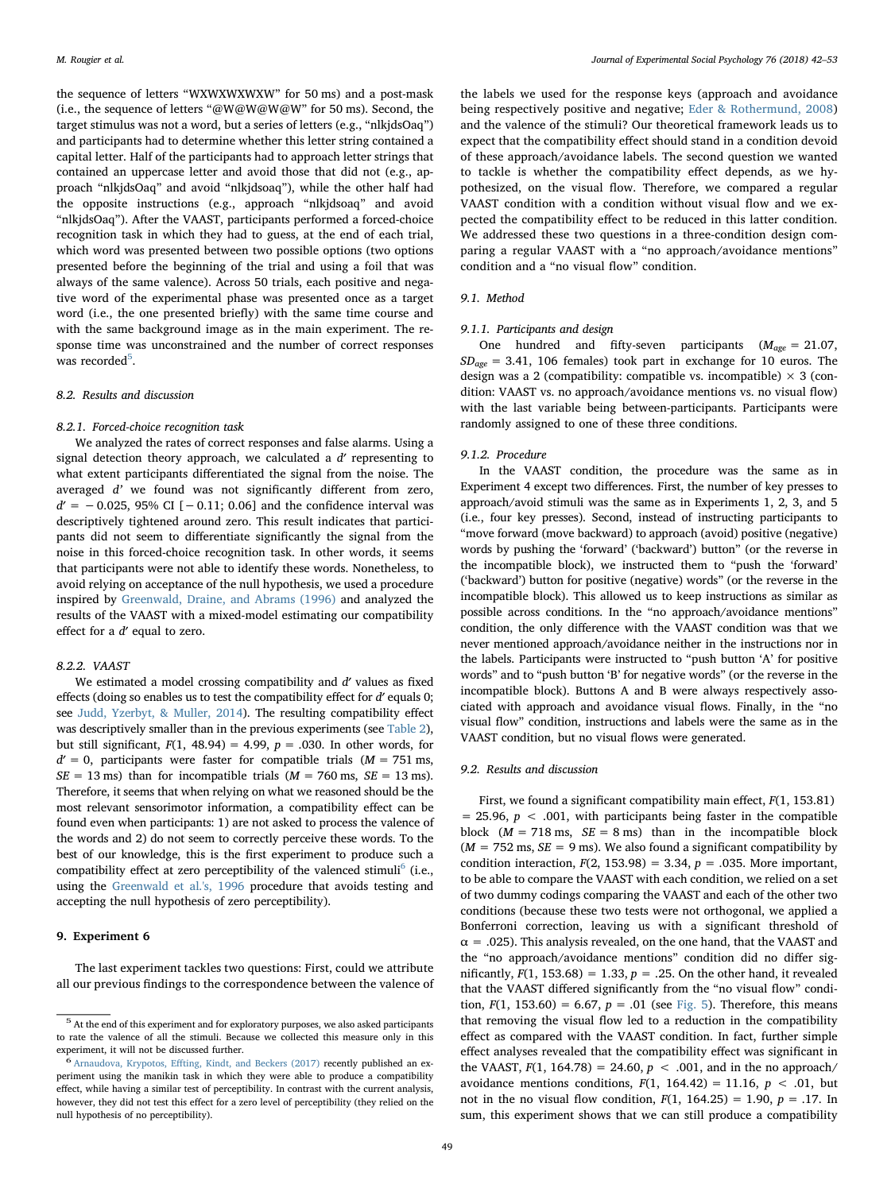the sequence of letters "WXWXWXWXW" for 50 ms) and a post-mask (i.e., the sequence of letters "@W@W@W@W" for 50 ms). Second, the target stimulus was not a word, but a series of letters (e.g., "nlkjdsOaq") and participants had to determine whether this letter string contained a capital letter. Half of the participants had to approach letter strings that contained an uppercase letter and avoid those that did not (e.g., approach "nlkjdsOaq" and avoid "nlkjdsoaq"), while the other half had the opposite instructions (e.g., approach "nlkjdsoaq" and avoid "nlkjdsOaq"). After the VAAST, participants performed a forced-choice recognition task in which they had to guess, at the end of each trial, which word was presented between two possible options (two options presented before the beginning of the trial and using a foil that was always of the same valence). Across 50 trials, each positive and negative word of the experimental phase was presented once as a target word (i.e., the one presented briefly) with the same time course and with the same background image as in the main experiment. The response time was unconstrained and the number of correct responses was recorded[5].

### 8.2. Results and discussion

#### 8.2.1. Forced-choice recognition task

We analyzed the rates of correct responses and false alarms. Using a signal detection theory approach, we calculated a $d'$ representing to what extent participants differentiated the signal from the noise. The averaged $d'$ we found was not significantly different from zero, $d' = -0.025$, 95% CI [−0.11; 0.06] and the confidence interval was descriptively tightened around zero. This result indicates that participants did not seem to differentiate significantly the signal from the noise in this forced-choice recognition task. In other words, it seems that participants were not able to identify these words. Nonetheless, to avoid relying on acceptance of the null hypothesis, we used a procedure inspired by Greenwald, Draine, and Abrams (1996) and analyzed the results of the VAAST with a mixed-model estimating our compatibility effect for a $d'$ equal to zero.

#### 8.2.2. VAAST

We estimated a model crossing compatibility and $d'$ values as fixed effects (doing so enables us to test the compatibility effect for $d'$ equals 0; see Judd, Yzerbyt, & Muller, 2014). The resulting compatibility effect was descriptively smaller than in the previous experiments (see Table 2), but still significant, $F(1, 48.94) = 4.99$, $p = .030$. In other words, for $d' = 0$, participants were faster for compatible trials ($M = 751$ ms, $SE = 13$ ms) than for incompatible trials ($M = 760$ ms, $SE = 13$ ms). Therefore, it seems that when relying on what we reasoned should be the most relevant sensorimotor information, a compatibility effect can be found even when participants: 1) are not asked to process the valence of the words and 2) do not seem to correctly perceive these words. To the best of our knowledge, this is the first experiment to produce such a compatibility effect at zero perceptibility of the valenced stimuli[6] (i.e., using the Greenwald et al.'s, 1996 procedure that avoids testing and accepting the null hypothesis of zero perceptibility).

## 9. Experiment 6

The last experiment tackles two questions: First, could we attribute all our previous findings to the correspondence between the valence of the labels we used for the response keys (approach and avoidance being respectively positive and negative; Eder & Rothermund, 2008) and the valence of the stimuli? Our theoretical framework leads us to expect that the compatibility effect should stand in a condition devoid of these approach/avoidance labels. The second question we wanted to tackle is whether the compatibility effect depends, as we hypothesized, on the visual flow. Therefore, we compared a regular VAAST condition with a condition without visual flow and we expected the compatibility effect to be reduced in this latter condition. We addressed these two questions in a three-condition design comparing a regular VAAST with a "no approach/avoidance mentions" condition and a "no visual flow" condition.

### 9.1. Method

#### 9.1.1. Participants and design

One hundred and fifty-seven participants ($M_{age} = 21.07$, $SD_{age} = 3.41$, 106 females) took part in exchange for 10 euros. The design was a 2 (compatibility: compatible vs. incompatible) × 3 (condition: VAAST vs. no approach/avoidance mentions vs. no visual flow) with the last variable being between-participants. Participants were randomly assigned to one of these three conditions.

#### 9.1.2. Procedure

In the VAAST condition, the procedure was the same as in Experiment 4 except two differences. First, the number of key presses to approach/avoid stimuli was the same as in Experiments 1, 2, 3, and 5 (i.e., four key presses). Second, instead of instructing participants to "move forward (move backward) to approach (avoid) positive (negative) words by pushing the 'forward' ('backward') button" (or the reverse in the incompatible block), we instructed them to "push the 'forward' ('backward') button for positive (negative) words" (or the reverse in the incompatible block). This allowed us to keep instructions as similar as possible across conditions. In the "no approach/avoidance mentions" condition, the only difference with the VAAST condition was that we never mentioned approach/avoidance neither in the instructions nor in the labels. Participants were instructed to "push button 'A' for positive words" and to "push button 'B' for negative words" (or the reverse in the incompatible block). Buttons A and B were always respectively associated with approach and avoidance visual flows. Finally, in the "no visual flow" condition, instructions and labels were the same as in the VAAST condition, but no visual flows were generated.

### 9.2. Results and discussion

First, we found a significant compatibility main effect, $F(1, 153.81) = 25.96$, $p < .001$, with participants being faster in the compatible block ($M = 718$ ms, $SE = 8$ ms) than in the incompatible block ($M = 752$ ms, $SE = 9$ ms). We also found a significant compatibility by condition interaction, $F(2, 153.98) = 3.34$, $p = .035$. More important, to be able to compare the VAAST with each condition, we relied on a set of two dummy codings comparing the VAAST and each of the other two conditions (because these two tests were not orthogonal, we applied a Bonferroni correction, leaving us with a significant threshold of $\alpha = .025$). This analysis revealed, on the one hand, that the VAAST and the "no approach/avoidance mentions" condition did no differ significantly, $F(1, 153.68) = 1.33$, $p = .25$. On the other hand, it revealed that the VAAST differed significantly from the "no visual flow" condition, $F(1, 153.60) = 6.67$, $p = .01$ (see Fig. 5). Therefore, this means that removing the visual flow led to a reduction in the compatibility effect as compared with the VAAST condition. In fact, further simple effect analyses revealed that the compatibility effect was significant in the VAAST, $F(1, 164.78) = 24.60$, $p < .001$, and in the no approach/avoidance mentions conditions, $F(1, 164.42) = 11.16$, $p < .01$, but not in the no visual flow condition, $F(1, 164.25) = 1.90$, $p = .17$. In sum, this experiment shows that we can still produce a compatibility

[5] At the end of this experiment and for exploratory purposes, we also asked participants to rate the valence of all the stimuli. Because we collected this measure only in this experiment, it will not be discussed further.

[6] Arnaudova, Krypotos, Effting, Kindt, and Beckers (2017) recently published an experiment using the manikin task in which they were able to produce a compatibility effect, while having a similar test of perceptibility. In contrast with the current analysis, however, they did not test this effect for a zero level of perceptibility (they relied on the null hypothesis of no perceptibility).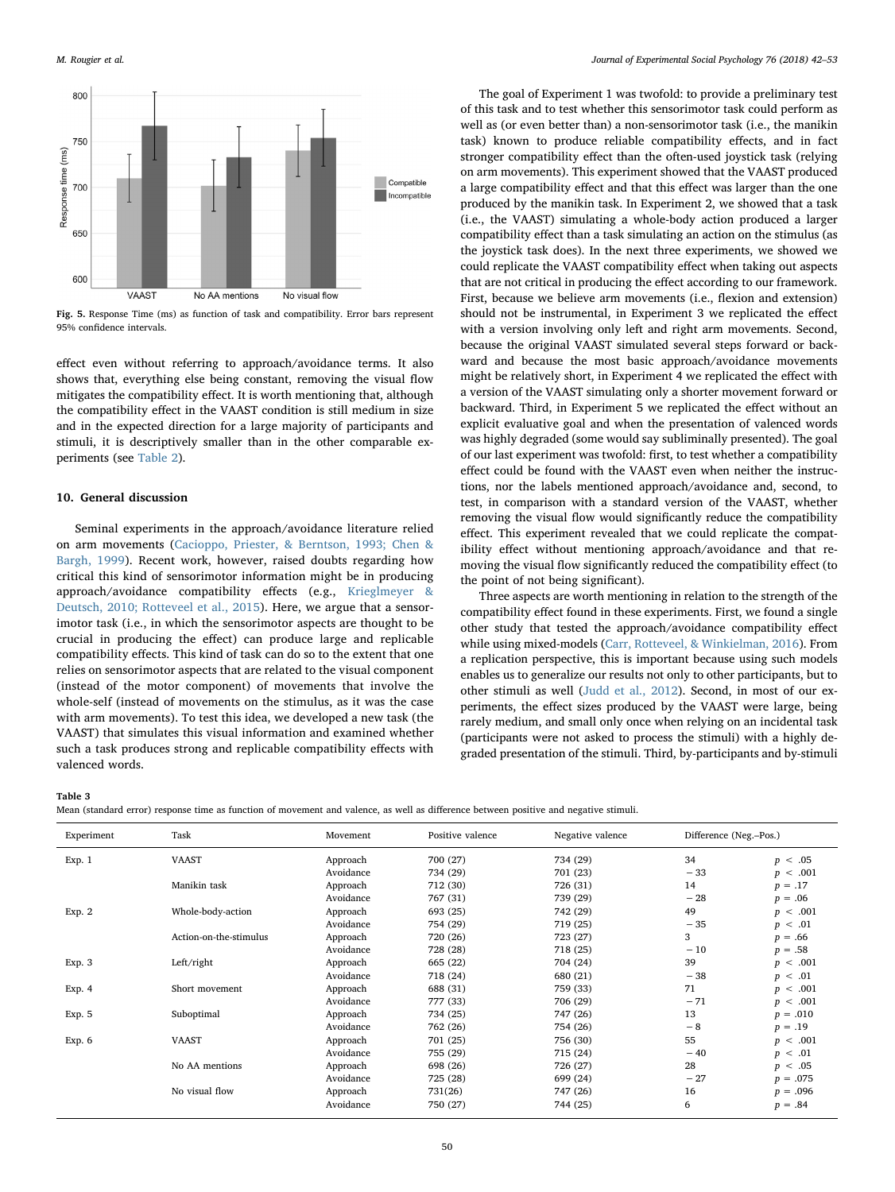800

750

700

650

600

Response time (ms)

VAAST

No AA mentions

No visual flow

Compatible

Incompatible

**Fig. 5.** Response Time (ms) as function of task and compatibility. Error bars represent 95% confidence intervals.

effect even without referring to approach/avoidance terms. It also shows that, everything else being constant, removing the visual flow mitigates the compatibility effect. It is worth mentioning that, although the compatibility effect in the VAAST condition is still medium in size and in the expected direction for a large majority of participants and stimuli, it is descriptively smaller than in the other comparable experiments (see Table 2).

## 10. General discussion

Seminal experiments in the approach/avoidance literature relied on arm movements (Cacioppo, Priester, & Berntson, 1993; Chen & Bargh, 1999). Recent work, however, raised doubts regarding how critical this kind of sensorimotor information might be in producing approach/avoidance compatibility effects (e.g., Krieglmeyer & Deutsch, 2010; Rotteveel et al., 2015). Here, we argue that a sensorimotor task (i.e., in which the sensorimotor aspects are thought to be crucial in producing the effect) can produce large and replicable compatibility effects. This kind of task can do so to the extent that one relies on sensorimotor aspects that are related to the visual component (instead of the motor component) of movements that involve the whole-self (instead of movements on the stimulus, as it was the case with arm movements). To test this idea, we developed a new task (the VAAST) that simulates this visual information and examined whether such a task produces strong and replicable compatibility effects with valenced words.

The goal of Experiment 1 was twofold: to provide a preliminary test of this task and to test whether this sensorimotor task could perform as well as (or even better than) a non-sensorimotor task (i.e., the manikin task) known to produce reliable compatibility effects, and in fact stronger compatibility effect than the often-used joystick task (relying on arm movements). This experiment showed that the VAAST produced a large compatibility effect and that this effect was larger than the one produced by the manikin task. In Experiment 2, we showed that a task (i.e., the VAAST) simulating a whole-body action produced a larger compatibility effect than a task simulating an action on the stimulus (as the joystick task does). In the next three experiments, we showed we could replicate the VAAST compatibility effect when taking out aspects that are not critical in producing the effect according to our framework. First, because we believe arm movements (i.e., flexion and extension) should not be instrumental, in Experiment 3 we replicated the effect with a version involving only left and right arm movements. Second, because the original VAAST simulated several steps forward or backward and because the most basic approach/avoidance movements might be relatively short, in Experiment 4 we replicated the effect with a version of the VAAST simulating only a shorter movement forward or backward. Third, in Experiment 5 we replicated the effect without an explicit evaluative goal and when the presentation of valenced words was highly degraded (some would say subliminally presented). The goal of our last experiment was twofold: first, to test whether a compatibility effect could be found with the VAAST even when neither the instructions, nor the labels mentioned approach/avoidance and, second, to test, in comparison with a standard version of the VAAST, whether removing the visual flow would significantly reduce the compatibility effect. This experiment revealed that we could replicate the compatibility effect without mentioning approach/avoidance and that removing the visual flow significantly reduced the compatibility effect (to the point of not being significant).

Three aspects are worth mentioning in relation to the strength of the compatibility effect found in these experiments. First, we found a single other study that tested the approach/avoidance compatibility effect while using mixed-models (Carr, Rotteveel, & Winkielman, 2016). From a replication perspective, this is important because using such models enables us to generalize our results not only to other participants, but to other stimuli as well (Judd et al., 2012). Second, in most of our experiments, the effect sizes produced by the VAAST were large, being rarely medium, and small only once when relying on an incidental task (participants were not asked to process the stimuli) with a highly degraded presentation of the stimuli. Third, by-participants and by-stimuli

**Table 3**
Mean (standard error) response time as function of movement and valence, as well as difference between positive and negative stimuli.

| Experiment | Task | Movement | Positive valence | Negative valence | Difference (Neg.–Pos.) | |
|---|---|---|---|---|---|---|
| Exp. 1 | VAAST | Approach | 700 (27) | 734 (29) | 34 | $p < .05$ |
| | | Avoidance | 734 (29) | 701 (23) | −33 | $p < .001$ |
| | Manikin task | Approach | 712 (30) | 726 (31) | 14 | $p = .17$ |
| | | Avoidance | 767 (31) | 739 (29) | −28 | $p = .06$ |
| Exp. 2 | Whole-body-action | Approach | 693 (25) | 742 (29) | 49 | $p < .001$ |
| | | Avoidance | 754 (29) | 719 (25) | −35 | $p < .01$ |
| | Action-on-the-stimulus | Approach | 720 (26) | 723 (27) | 3 | $p = .66$ |
| | | Avoidance | 728 (28) | 718 (25) | −10 | $p = .58$ |
| Exp. 3 | Left/right | Approach | 665 (22) | 704 (24) | 39 | $p < .001$ |
| | | Avoidance | 718 (24) | 680 (21) | −38 | $p < .01$ |
| Exp. 4 | Short movement | Approach | 688 (31) | 759 (33) | 71 | $p < .001$ |
| | | Avoidance | 777 (33) | 706 (29) | −71 | $p < .001$ |
| Exp. 5 | Suboptimal | Approach | 734 (25) | 747 (26) | 13 | $p = .010$ |
| | | Avoidance | 762 (26) | 754 (26) | −8 | $p = .19$ |
| Exp. 6 | VAAST | Approach | 701 (25) | 756 (30) | 55 | $p < .001$ |
| | | Avoidance | 755 (29) | 715 (24) | −40 | $p < .01$ |
| | No AA mentions | Approach | 698 (26) | 726 (27) | 28 | $p < .05$ |
| | | Avoidance | 725 (28) | 699 (24) | −27 | $p = .075$ |
| | No visual flow | Approach | 731(26) | 747 (26) | 16 | $p = .096$ |
| | | Avoidance | 750 (27) | 744 (25) | 6 | $p = .84$ |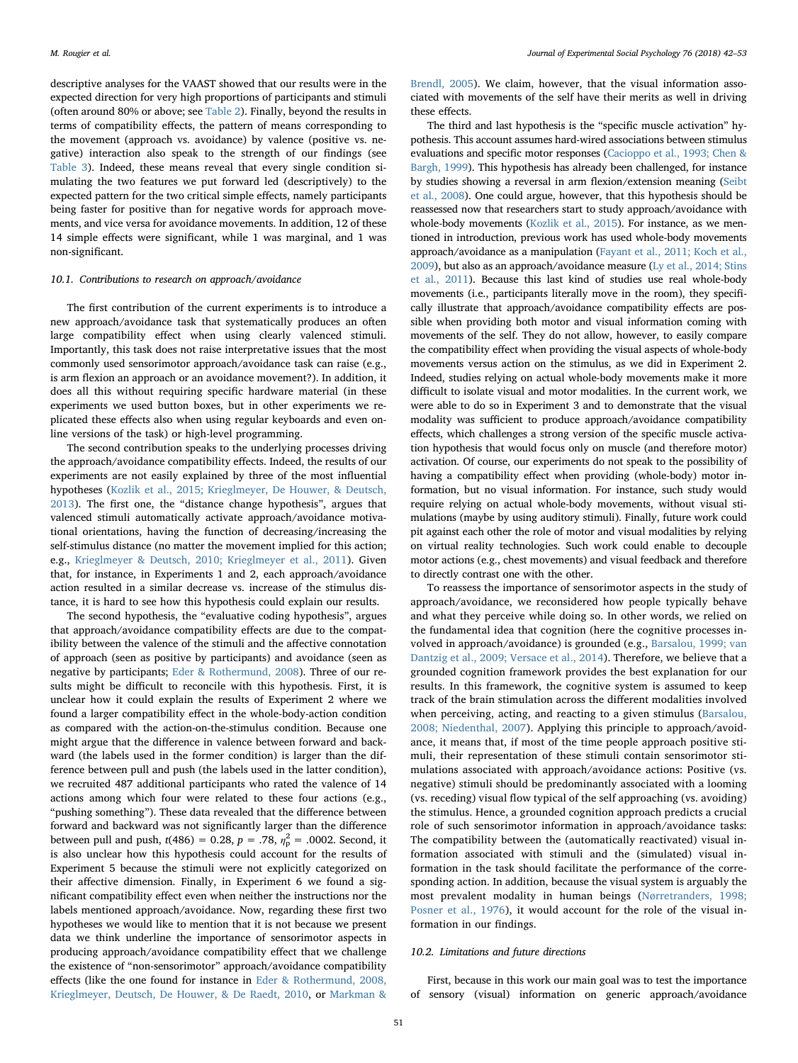descriptive analyses for the VAAST showed that our results were in the expected direction for very high proportions of participants and stimuli (often around 80% or above; see Table 2). Finally, beyond the results in terms of compatibility effects, the pattern of means corresponding to the movement (approach vs. avoidance) by valence (positive vs. negative) interaction also speak to the strength of our findings (see Table 3). Indeed, these means reveal that every single condition simulating the two features we put forward led (descriptively) to the expected pattern for the two critical simple effects, namely participants being faster for positive than for negative words for approach movements, and vice versa for avoidance movements. In addition, 12 of these 14 simple effects were significant, while 1 was marginal, and 1 was non-significant.

### 10.1. Contributions to research on approach/avoidance

The first contribution of the current experiments is to introduce a new approach/avoidance task that systematically produces an often large compatibility effect when using clearly valenced stimuli. Importantly, this task does not raise interpretative issues that the most commonly used sensorimotor approach/avoidance task can raise (e.g., is arm flexion an approach or an avoidance movement?). In addition, it does all this without requiring specific hardware material (in these experiments we used button boxes, but in other experiments we replicated these effects also when using regular keyboards and even online versions of the task) or high-level programming.

The second contribution speaks to the underlying processes driving the approach/avoidance compatibility effects. Indeed, the results of our experiments are not easily explained by three of the most influential hypotheses (Kozlik et al., 2015; Krieglmeyer, De Houwer, & Deutsch, 2013). The first one, the "distance change hypothesis", argues that valenced stimuli automatically activate approach/avoidance motivational orientations, having the function of decreasing/increasing the self-stimulus distance (no matter the movement implied for this action; e.g., Krieglmeyer & Deutsch, 2010; Krieglmeyer et al., 2011). Given that, for instance, in Experiments 1 and 2, each approach/avoidance action resulted in a similar decrease vs. increase of the stimulus distance, it is hard to see how this hypothesis could explain our results.

The second hypothesis, the "evaluative coding hypothesis", argues that approach/avoidance compatibility effects are due to the compatibility between the valence of the stimuli and the affective connotation of approach (seen as positive by participants) and avoidance (seen as negative by participants; Eder & Rothermund, 2008). Three of our results might be difficult to reconcile with this hypothesis. First, it is unclear how it could explain the results of Experiment 2 where we found a larger compatibility effect in the whole-body-action condition as compared with the action-on-the-stimulus condition. Because one might argue that the difference in valence between forward and backward (the labels used in the former condition) is larger than the difference between pull and push (the labels used in the latter condition), we recruited 487 additional participants who rated the valence of 14 actions among which four were related to these four actions (e.g., "pushing something"). These data revealed that the difference between forward and backward was not significantly larger than the difference between pull and push, $t(486) = 0.28$, $p = .78$, $\eta_p^2 = .0002$. Second, it is also unclear how this hypothesis could account for the results of Experiment 5 because the stimuli were not explicitly categorized on their affective dimension. Finally, in Experiment 6 we found a significant compatibility effect even when neither the instructions nor the labels mentioned approach/avoidance. Now, regarding these first two hypotheses we would like to mention that it is not because we present data we think underline the importance of sensorimotor aspects in producing approach/avoidance compatibility effect that we challenge the existence of "non-sensorimotor" approach/avoidance compatibility effects (like the one found for instance in Eder & Rothermund, 2008, Krieglmeyer, Deutsch, De Houwer, & De Raedt, 2010, or Markman & Brendl, 2005). We claim, however, that the visual information associated with movements of the self have their merits as well in driving these effects.

The third and last hypothesis is the "specific muscle activation" hypothesis. This account assumes hard-wired associations between stimulus evaluations and specific motor responses (Cacioppo et al., 1993; Chen & Bargh, 1999). This hypothesis has already been challenged, for instance by studies showing a reversal in arm flexion/extension meaning (Seibt et al., 2008). One could argue, however, that this hypothesis should be reassessed now that researchers start to study approach/avoidance with whole-body movements (Kozlik et al., 2015). For instance, as we mentioned in introduction, previous work has used whole-body movements approach/avoidance as a manipulation (Fayant et al., 2011; Koch et al., 2009), but also as an approach/avoidance measure (Ly et al., 2014; Stins et al., 2011). Because this last kind of studies use real whole-body movements (i.e., participants literally move in the room), they specifically illustrate that approach/avoidance compatibility effects are possible when providing both motor and visual information coming with movements of the self. They do not allow, however, to easily compare the compatibility effect when providing the visual aspects of whole-body movements versus action on the stimulus, as we did in Experiment 2. Indeed, studies relying on actual whole-body movements make it more difficult to isolate visual and motor modalities. In the current work, we were able to do so in Experiment 3 and to demonstrate that the visual modality was sufficient to produce approach/avoidance compatibility effects, which challenges a strong version of the specific muscle activation hypothesis that would focus only on muscle (and therefore motor) activation. Of course, our experiments do not speak to the possibility of having a compatibility effect when providing (whole-body) motor information, but no visual information. For instance, such study would require relying on actual whole-body movements, without visual stimulations (maybe by using auditory stimuli). Finally, future work could pit against each other the role of motor and visual modalities by relying on virtual reality technologies. Such work could enable to decouple motor actions (e.g., chest movements) and visual feedback and therefore to directly contrast one with the other.

To reassess the importance of sensorimotor aspects in the study of approach/avoidance, we reconsidered how people typically behave and what they perceive while doing so. In other words, we relied on the fundamental idea that cognition (here the cognitive processes involved in approach/avoidance) is grounded (e.g., Barsalou, 1999; van Dantzig et al., 2009; Versace et al., 2014). Therefore, we believe that a grounded cognition framework provides the best explanation for our results. In this framework, the cognitive system is assumed to keep track of the brain stimulation across the different modalities involved when perceiving, acting, and reacting to a given stimulus (Barsalou, 2008; Niedenthal, 2007). Applying this principle to approach/avoidance, it means that, if most of the time people approach positive stimuli, their representation of these stimuli contain sensorimotor stimulations associated with approach/avoidance actions: Positive (vs. negative) stimuli should be predominantly associated with a looming (vs. receding) visual flow typical of the self approaching (vs. avoiding) the stimulus. Hence, a grounded cognition approach predicts a crucial role of such sensorimotor information in approach/avoidance tasks: The compatibility between the (automatically reactivated) visual information associated with stimuli and the (simulated) visual information in the task should facilitate the performance of the corresponding action. In addition, because the visual system is arguably the most prevalent modality in human beings (Nørretranders, 1998; Posner et al., 1976), it would account for the role of the visual information in our findings.

### 10.2. Limitations and future directions

First, because in this work our main goal was to test the importance of sensory (visual) information on generic approach/avoidance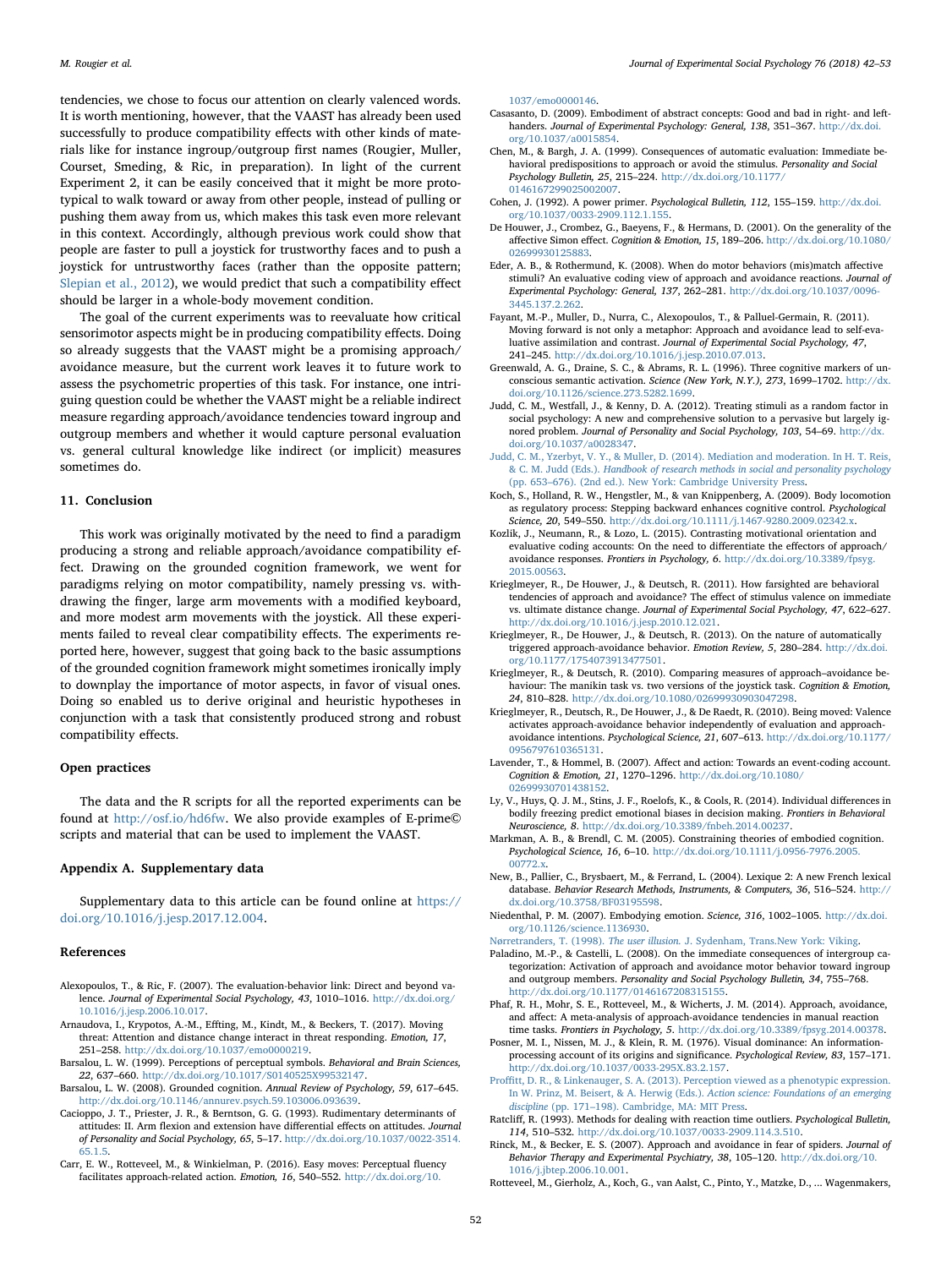tendencies, we chose to focus our attention on clearly valenced words. It is worth mentioning, however, that the VAAST has already been used successfully to produce compatibility effects with other kinds of materials like for instance ingroup/outgroup first names (Rougier, Muller, Courset, Smeding, & Ric, in preparation). In light of the current Experiment 2, it can be easily conceived that it might be more prototypical to walk toward or away from other people, instead of pulling or pushing them away from us, which makes this task even more relevant in this context. Accordingly, although previous work could show that people are faster to pull a joystick for trustworthy faces and to push a joystick for untrustworthy faces (rather than the opposite pattern; Slepian et al., 2012), we would predict that such a compatibility effect should be larger in a whole-body movement condition.

The goal of the current experiments was to reevaluate how critical sensorimotor aspects might be in producing compatibility effects. Doing so already suggests that the VAAST might be a promising approach/avoidance measure, but the current work leaves it to future work to assess the psychometric properties of this task. For instance, one intriguing question could be whether the VAAST might be a reliable indirect measure regarding approach/avoidance tendencies toward ingroup and outgroup members and whether it would capture personal evaluation vs. general cultural knowledge like indirect (or implicit) measures sometimes do.

## 11. Conclusion

This work was originally motivated by the need to find a paradigm producing a strong and reliable approach/avoidance compatibility effect. Drawing on the grounded cognition framework, we went for paradigms relying on motor compatibility, namely pressing vs. withdrawing the finger, large arm movements with a modified keyboard, and more modest arm movements with the joystick. All these experiments failed to reveal clear compatibility effects. The experiments reported here, however, suggest that going back to the basic assumptions of the grounded cognition framework might sometimes ironically imply to downplay the importance of motor aspects, in favor of visual ones. Doing so enabled us to derive original and heuristic hypotheses in conjunction with a task that consistently produced strong and robust compatibility effects.

## Open practices

The data and the R scripts for all the reported experiments can be found at http://osf.io/hd6fw. We also provide examples of E-prime© scripts and material that can be used to implement the VAAST.

## Appendix A. Supplementary data

Supplementary data to this article can be found online at https://doi.org/10.1016/j.jesp.2017.12.004.

## References

Alexopoulos, T., & Ric, F. (2007). The evaluation-behavior link: Direct and beyond valence. *Journal of Experimental Social Psychology, 43*, 1010–1016. http://dx.doi.org/10.1016/j.jesp.2006.10.017.

Arnaudova, I., Krypotos, A.-M., Effting, M., Kindt, M., & Beckers, T. (2017). Moving threat: Attention and distance change interact in threat responding. *Emotion, 17*, 251–258. http://dx.doi.org/10.1037/emo0000219.

Barsalou, L. W. (1999). Perceptions of perceptual symbols. *Behavioral and Brain Sciences, 22*, 637–660. http://dx.doi.org/10.1017/S0140525X99532147.

Barsalou, L. W. (2008). Grounded cognition. *Annual Review of Psychology, 59*, 617–645. http://dx.doi.org/10.1146/annurev.psych.59.103006.093639.

Cacioppo, J. T., Priester, J. R., & Berntson, G. G. (1993). Rudimentary determinants of attitudes: II. Arm flexion and extension have differential effects on attitudes. *Journal of Personality and Social Psychology, 65*, 5–17. http://dx.doi.org/10.1037/0022-3514.65.1.5.

Carr, E. W., Rotteveel, M., & Winkielman, P. (2016). Easy moves: Perceptual fluency facilitates approach-related action. *Emotion, 16*, 540–552. http://dx.doi.org/10.1037/emo0000146.

Casasanto, D. (2009). Embodiment of abstract concepts: Good and bad in right- and left-handers. *Journal of Experimental Psychology: General, 138*, 351–367. http://dx.doi.org/10.1037/a0015854.

Chen, M., & Bargh, J. A. (1999). Consequences of automatic evaluation: Immediate behavioral predispositions to approach or avoid the stimulus. *Personality and Social Psychology Bulletin, 25*, 215–224. http://dx.doi.org/10.1177/0146167299025002007.

Cohen, J. (1992). A power primer. *Psychological Bulletin, 112*, 155–159. http://dx.doi.org/10.1037/0033-2909.112.1.155.

De Houwer, J., Crombez, G., Baeyens, F., & Hermans, D. (2001). On the generality of the affective Simon effect. *Cognition & Emotion, 15*, 189–206. http://dx.doi.org/10.1080/02699930125883.

Eder, A. B., & Rothermund, K. (2008). When do motor behaviors (mis)match affective stimuli? An evaluative coding view of approach and avoidance reactions. *Journal of Experimental Psychology: General, 137*, 262–281. http://dx.doi.org/10.1037/0096-3445.137.2.262.

Fayant, M.-P., Muller, D., Nurra, C., Alexopoulos, T., & Palluel-Germain, R. (2011). Moving forward is not only a metaphor: Approach and avoidance lead to self-evaluative assimilation and contrast. *Journal of Experimental Social Psychology, 47*, 241–245. http://dx.doi.org/10.1016/j.jesp.2010.07.013.

Greenwald, A. G., Draine, S. C., & Abrams, R. L. (1996). Three cognitive markers of unconscious semantic activation. *Science (New York, N.Y.), 273*, 1699–1702. http://dx.doi.org/10.1126/science.273.5282.1699.

Judd, C. M., Westfall, J., & Kenny, D. A. (2012). Treating stimuli as a random factor in social psychology: A new and comprehensive solution to a pervasive but largely ignored problem. *Journal of Personality and Social Psychology, 103*, 54–69. http://dx.doi.org/10.1037/a0028347.

Judd, C. M., Yzerbyt, V. Y., & Muller, D. (2014). Mediation and moderation. In H. T. Reis, & C. M. Judd (Eds.). *Handbook of research methods in social and personality psychology* (pp. 653–676). (2nd ed.). New York: Cambridge University Press.

Koch, S., Holland, R. W., Hengstler, M., & van Knippenberg, A. (2009). Body locomotion as regulatory process: Stepping backward enhances cognitive control. *Psychological Science, 20*, 549–550. http://dx.doi.org/10.1111/j.1467-9280.2009.02342.x.

Kozlik, J., Neumann, R., & Lozo, L. (2015). Contrasting motivational orientation and evaluative coding accounts: On the need to differentiate the effectors of approach/avoidance responses. *Frontiers in Psychology, 6*. http://dx.doi.org/10.3389/fpsyg.2015.00563.

Krieglmeyer, R., De Houwer, J., & Deutsch, R. (2011). How farsighted are behavioral tendencies of approach and avoidance? The effect of stimulus valence on immediate vs. ultimate distance change. *Journal of Experimental Social Psychology, 47*, 622–627. http://dx.doi.org/10.1016/j.jesp.2010.12.021.

Krieglmeyer, R., De Houwer, J., & Deutsch, R. (2013). On the nature of automatically triggered approach-avoidance behavior. *Emotion Review, 5*, 280–284. http://dx.doi.org/10.1177/1754073913477501.

Krieglmeyer, R., & Deutsch, R. (2010). Comparing measures of approach–avoidance behaviour: The manikin task vs. two versions of the joystick task. *Cognition & Emotion, 24*, 810–828. http://dx.doi.org/10.1080/02699930903047298.

Krieglmeyer, R., Deutsch, R., De Houwer, J., & De Raedt, R. (2010). Being moved: Valence activates approach-avoidance behavior independently of evaluation and approach-avoidance intentions. *Psychological Science, 21*, 607–613. http://dx.doi.org/10.1177/0956797610365131.

Lavender, T., & Hommel, B. (2007). Affect and action: Towards an event-coding account. *Cognition & Emotion, 21*, 1270–1296. http://dx.doi.org/10.1080/02699930701438152.

Ly, V., Huys, Q. J. M., Stins, J. F., Roelofs, K., & Cools, R. (2014). Individual differences in bodily freezing predict emotional biases in decision making. *Frontiers in Behavioral Neuroscience, 8*. http://dx.doi.org/10.3389/fnbeh.2014.00237.

Markman, A. B., & Brendl, C. M. (2005). Constraining theories of embodied cognition. *Psychological Science, 16*, 6–10. http://dx.doi.org/10.1111/j.0956-7976.2005.00772.x.

New, B., Pallier, C., Brysbaert, M., & Ferrand, L. (2004). Lexique 2: A new French lexical database. *Behavior Research Methods, Instruments, & Computers, 36*, 516–524. http://dx.doi.org/10.3758/BF03195598.

Niedenthal, P. M. (2007). Embodying emotion. *Science, 316*, 1002–1005. http://dx.doi.org/10.1126/science.1136930.

Nørretranders, T. (1998). *The user illusion*. J. Sydenham, Trans.New York: Viking.

Paladino, M.-P., & Castelli, L. (2008). On the immediate consequences of intergroup categorization: Activation of approach and avoidance motor behavior toward ingroup and outgroup members. *Personality and Social Psychology Bulletin, 34*, 755–768. http://dx.doi.org/10.1177/0146167208315155.

Phaf, R. H., Mohr, S. E., Rotteveel, M., & Wicherts, J. M. (2014). Approach, avoidance, and affect: A meta-analysis of approach-avoidance tendencies in manual reaction time tasks. *Frontiers in Psychology, 5*. http://dx.doi.org/10.3389/fpsyg.2014.00378.

Posner, M. I., Nissen, M. J., & Klein, R. M. (1976). Visual dominance: An information-processing account of its origins and significance. *Psychological Review, 83*, 157–171. http://dx.doi.org/10.1037/0033-295X.83.2.157.

Proffitt, D. R., & Linkenauger, S. A. (2013). Perception viewed as a phenotypic expression. In W. Prinz, M. Beisert, & A. Herwig (Eds.). *Action science: Foundations of an emerging discipline* (pp. 171–198). Cambridge, MA: MIT Press.

Ratcliff, R. (1993). Methods for dealing with reaction time outliers. *Psychological Bulletin, 114*, 510–532. http://dx.doi.org/10.1037/0033-2909.114.3.510.

Rinck, M., & Becker, E. S. (2007). Approach and avoidance in fear of spiders. *Journal of Behavior Therapy and Experimental Psychiatry, 38*, 105–120. http://dx.doi.org/10.1016/j.jbtep.2006.10.001.

Rotteveel, M., Gierholz, A., Koch, G., van Aalst, C., Pinto, Y., Matzke, D., ... Wagenmakers,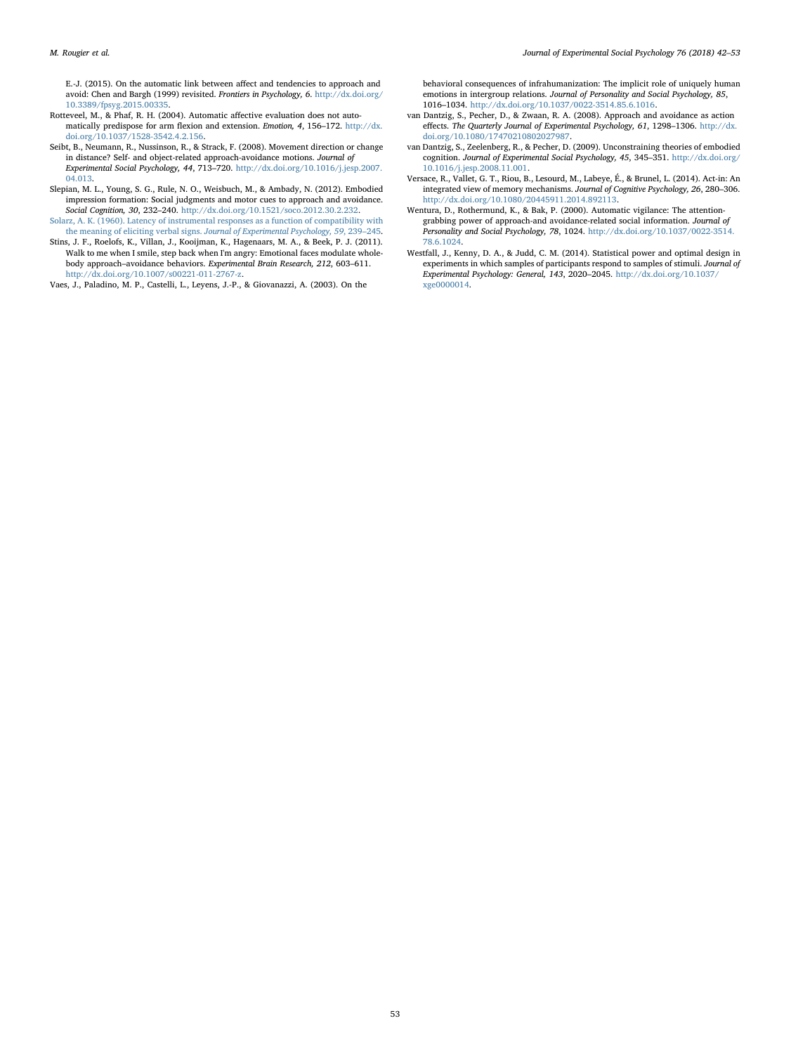E.-J. (2015). On the automatic link between affect and tendencies to approach and avoid: Chen and Bargh (1999) revisited. *Frontiers in Psychology, 6*. http://dx.doi.org/10.3389/fpsyg.2015.00335.

Rotteveel, M., & Phaf, R. H. (2004). Automatic affective evaluation does not automatically predispose for arm flexion and extension. *Emotion, 4*, 156–172. http://dx.doi.org/10.1037/1528-3542.4.2.156.

Seibt, B., Neumann, R., Nussinson, R., & Strack, F. (2008). Movement direction or change in distance? Self- and object-related approach-avoidance motions. *Journal of Experimental Social Psychology, 44*, 713–720. http://dx.doi.org/10.1016/j.jesp.2007.04.013.

Slepian, M. L., Young, S. G., Rule, N. O., Weisbuch, M., & Ambady, N. (2012). Embodied impression formation: Social judgments and motor cues to approach and avoidance. *Social Cognition, 30*, 232–240. http://dx.doi.org/10.1521/soco.2012.30.2.232.

Solarz, A. K. (1960). Latency of instrumental responses as a function of compatibility with the meaning of eliciting verbal signs. *Journal of Experimental Psychology, 59*, 239–245.

Stins, J. F., Roelofs, K., Villan, J., Kooijman, K., Hagenaars, M. A., & Beek, P. J. (2011). Walk to me when I smile, step back when I'm angry: Emotional faces modulate whole-body approach–avoidance behaviors. *Experimental Brain Research, 212*, 603–611. http://dx.doi.org/10.1007/s00221-011-2767-z.

Vaes, J., Paladino, M. P., Castelli, L., Leyens, J.-P., & Giovanazzi, A. (2003). On the behavioral consequences of infrahumanization: The implicit role of uniquely human emotions in intergroup relations. *Journal of Personality and Social Psychology, 85*, 1016–1034. http://dx.doi.org/10.1037/0022-3514.85.6.1016.

van Dantzig, S., Pecher, D., & Zwaan, R. A. (2008). Approach and avoidance as action effects. *The Quarterly Journal of Experimental Psychology, 61*, 1298–1306. http://dx.doi.org/10.1080/17470210802027987.

van Dantzig, S., Zeelenberg, R., & Pecher, D. (2009). Unconstraining theories of embodied cognition. *Journal of Experimental Social Psychology, 45*, 345–351. http://dx.doi.org/10.1016/j.jesp.2008.11.001.

Versace, R., Vallet, G. T., Riou, B., Lesourd, M., Labeye, É., & Brunel, L. (2014). Act-in: An integrated view of memory mechanisms. *Journal of Cognitive Psychology, 26*, 280–306. http://dx.doi.org/10.1080/20445911.2014.892113.

Wentura, D., Rothermund, K., & Bak, P. (2000). Automatic vigilance: The attention-grabbing power of approach-and avoidance-related social information. *Journal of Personality and Social Psychology, 78*, 1024. http://dx.doi.org/10.1037/0022-3514.78.6.1024.

Westfall, J., Kenny, D. A., & Judd, C. M. (2014). Statistical power and optimal design in experiments in which samples of participants respond to samples of stimuli. *Journal of Experimental Psychology: General, 143*, 2020–2045. http://dx.doi.org/10.1037/xge0000014.